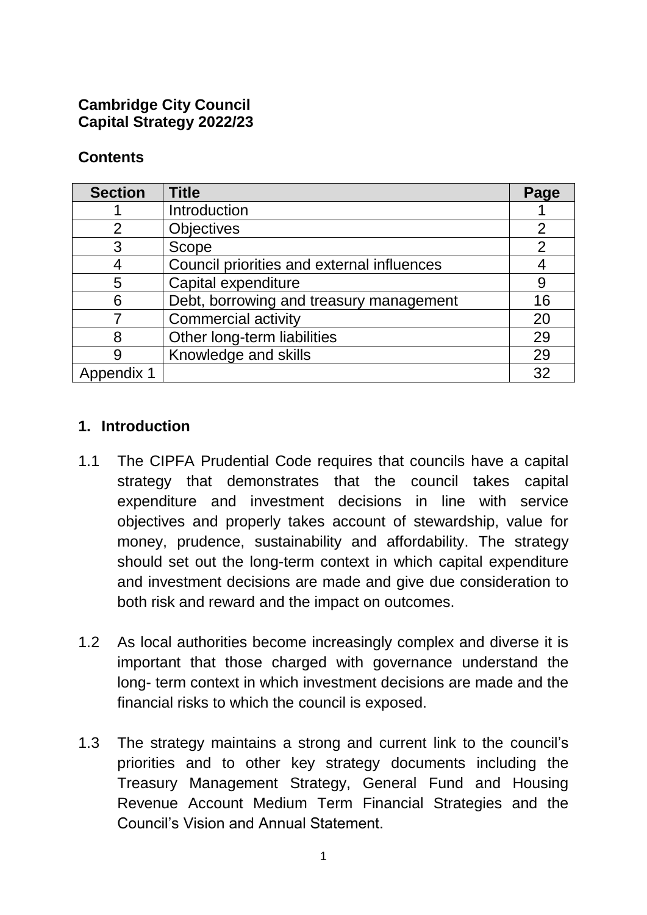**Cambridge City Council**
**Capital Strategy 2022/23**

**Contents**

| Section | Title | Page |
|---|---|---|
| 1 | Introduction | 1 |
| 2 | Objectives | 2 |
| 3 | Scope | 2 |
| 4 | Council priorities and external influences | 4 |
| 5 | Capital expenditure | 9 |
| 6 | Debt, borrowing and treasury management | 16 |
| 7 | Commercial activity | 20 |
| 8 | Other long-term liabilities | 29 |
| 9 | Knowledge and skills | 29 |
| Appendix 1 | | 32 |

## 1. Introduction

1.1 The CIPFA Prudential Code requires that councils have a capital strategy that demonstrates that the council takes capital expenditure and investment decisions in line with service objectives and properly takes account of stewardship, value for money, prudence, sustainability and affordability. The strategy should set out the long-term context in which capital expenditure and investment decisions are made and give due consideration to both risk and reward and the impact on outcomes.

1.2 As local authorities become increasingly complex and diverse it is important that those charged with governance understand the long- term context in which investment decisions are made and the financial risks to which the council is exposed.

1.3 The strategy maintains a strong and current link to the council's priorities and to other key strategy documents including the Treasury Management Strategy, General Fund and Housing Revenue Account Medium Term Financial Strategies and the Council's Vision and Annual Statement.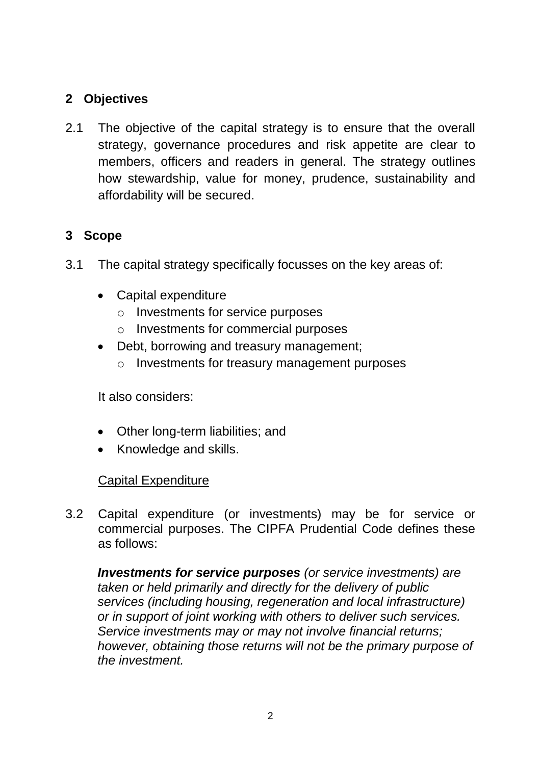## 2 Objectives

2.1 The objective of the capital strategy is to ensure that the overall strategy, governance procedures and risk appetite are clear to members, officers and readers in general. The strategy outlines how stewardship, value for money, prudence, sustainability and affordability will be secured.

## 3 Scope

3.1 The capital strategy specifically focusses on the key areas of:

- Capital expenditure
  - Investments for service purposes
  - Investments for commercial purposes
- Debt, borrowing and treasury management;
  - Investments for treasury management purposes

It also considers:

- Other long-term liabilities; and
- Knowledge and skills.

Capital Expenditure

3.2 Capital expenditure (or investments) may be for service or commercial purposes. The CIPFA Prudential Code defines these as follows:

***Investments for service purposes*** *(or service investments) are taken or held primarily and directly for the delivery of public services (including housing, regeneration and local infrastructure) or in support of joint working with others to deliver such services. Service investments may or may not involve financial returns; however, obtaining those returns will not be the primary purpose of the investment.*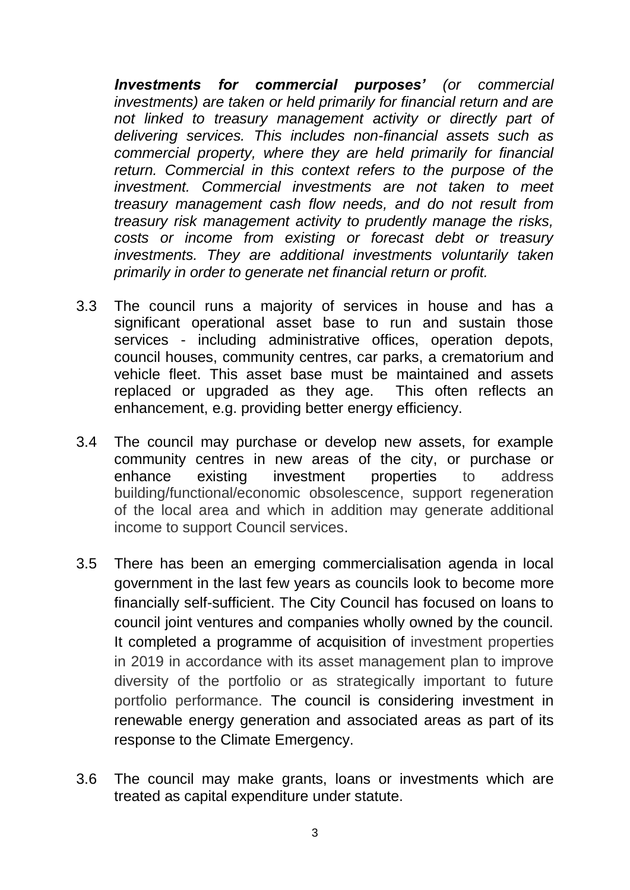*__Investments for commercial purposes’__ (or commercial investments) are taken or held primarily for financial return and are not linked to treasury management activity or directly part of delivering services. This includes non-financial assets such as commercial property, where they are held primarily for financial return. Commercial in this context refers to the purpose of the investment. Commercial investments are not taken to meet treasury management cash flow needs, and do not result from treasury risk management activity to prudently manage the risks, costs or income from existing or forecast debt or treasury investments. They are additional investments voluntarily taken primarily in order to generate net financial return or profit.*

3.3 The council runs a majority of services in house and has a significant operational asset base to run and sustain those services - including administrative offices, operation depots, council houses, community centres, car parks, a crematorium and vehicle fleet. This asset base must be maintained and assets replaced or upgraded as they age. This often reflects an enhancement, e.g. providing better energy efficiency.

3.4 The council may purchase or develop new assets, for example community centres in new areas of the city, or purchase or enhance existing investment properties to address building/functional/economic obsolescence, support regeneration of the local area and which in addition may generate additional income to support Council services.

3.5 There has been an emerging commercialisation agenda in local government in the last few years as councils look to become more financially self-sufficient. The City Council has focused on loans to council joint ventures and companies wholly owned by the council. It completed a programme of acquisition of investment properties in 2019 in accordance with its asset management plan to improve diversity of the portfolio or as strategically important to future portfolio performance. The council is considering investment in renewable energy generation and associated areas as part of its response to the Climate Emergency.

3.6 The council may make grants, loans or investments which are treated as capital expenditure under statute.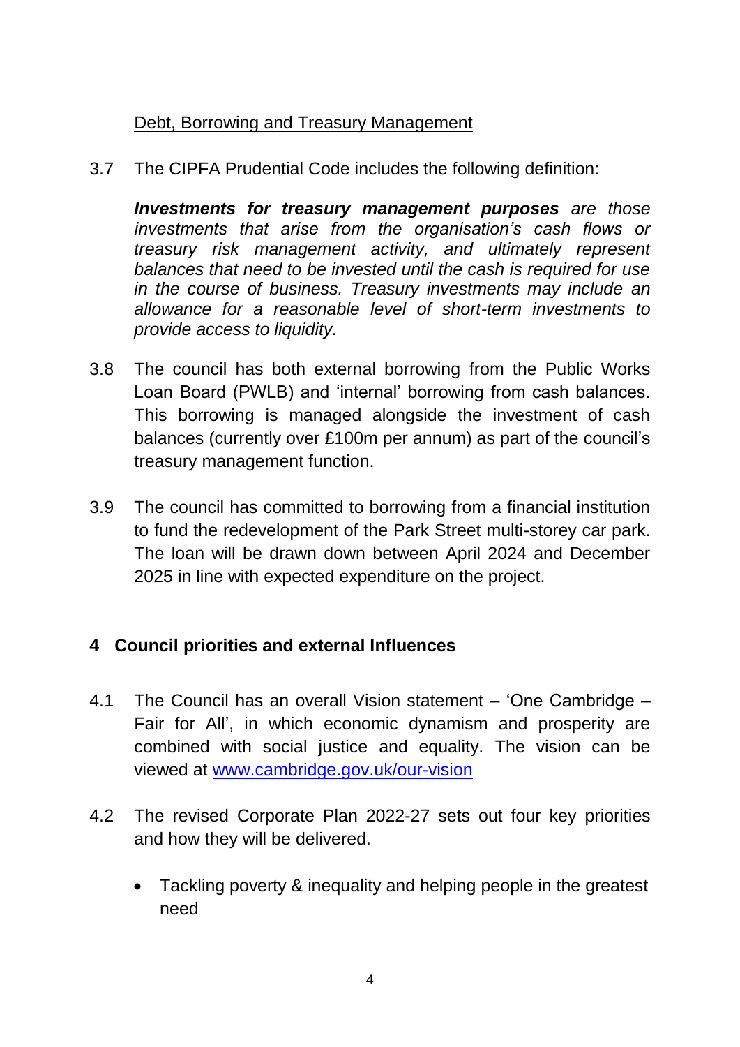Debt, Borrowing and Treasury Management

3.7 The CIPFA Prudential Code includes the following definition:

***Investments for treasury management purposes** are those investments that arise from the organisation's cash flows or treasury risk management activity, and ultimately represent balances that need to be invested until the cash is required for use in the course of business. Treasury investments may include an allowance for a reasonable level of short-term investments to provide access to liquidity.*

3.8 The council has both external borrowing from the Public Works Loan Board (PWLB) and 'internal' borrowing from cash balances. This borrowing is managed alongside the investment of cash balances (currently over £100m per annum) as part of the council's treasury management function.

3.9 The council has committed to borrowing from a financial institution to fund the redevelopment of the Park Street multi-storey car park. The loan will be drawn down between April 2024 and December 2025 in line with expected expenditure on the project.

## 4 Council priorities and external Influences

4.1 The Council has an overall Vision statement – 'One Cambridge – Fair for All', in which economic dynamism and prosperity are combined with social justice and equality. The vision can be viewed at www.cambridge.gov.uk/our-vision

4.2 The revised Corporate Plan 2022-27 sets out four key priorities and how they will be delivered.

- Tackling poverty & inequality and helping people in the greatest need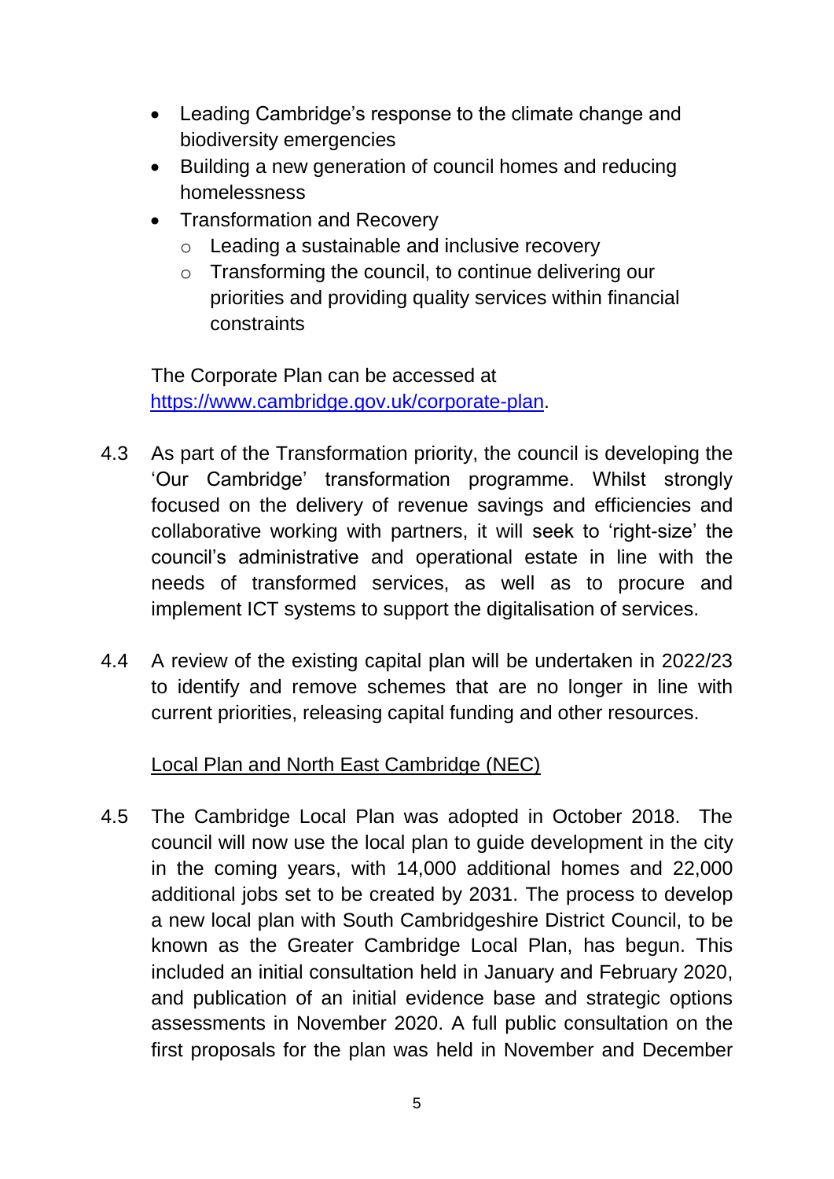- Leading Cambridge's response to the climate change and biodiversity emergencies
- Building a new generation of council homes and reducing homelessness
- Transformation and Recovery
  - Leading a sustainable and inclusive recovery
  - Transforming the council, to continue delivering our priorities and providing quality services within financial constraints

The Corporate Plan can be accessed at [https://www.cambridge.gov.uk/corporate-plan](https://www.cambridge.gov.uk/corporate-plan).

4.3 As part of the Transformation priority, the council is developing the 'Our Cambridge' transformation programme. Whilst strongly focused on the delivery of revenue savings and efficiencies and collaborative working with partners, it will seek to 'right-size' the council's administrative and operational estate in line with the needs of transformed services, as well as to procure and implement ICT systems to support the digitalisation of services.

4.4 A review of the existing capital plan will be undertaken in 2022/23 to identify and remove schemes that are no longer in line with current priorities, releasing capital funding and other resources.

<u>Local Plan and North East Cambridge (NEC)</u>

4.5 The Cambridge Local Plan was adopted in October 2018. The council will now use the local plan to guide development in the city in the coming years, with 14,000 additional homes and 22,000 additional jobs set to be created by 2031. The process to develop a new local plan with South Cambridgeshire District Council, to be known as the Greater Cambridge Local Plan, has begun. This included an initial consultation held in January and February 2020, and publication of an initial evidence base and strategic options assessments in November 2020. A full public consultation on the first proposals for the plan was held in November and December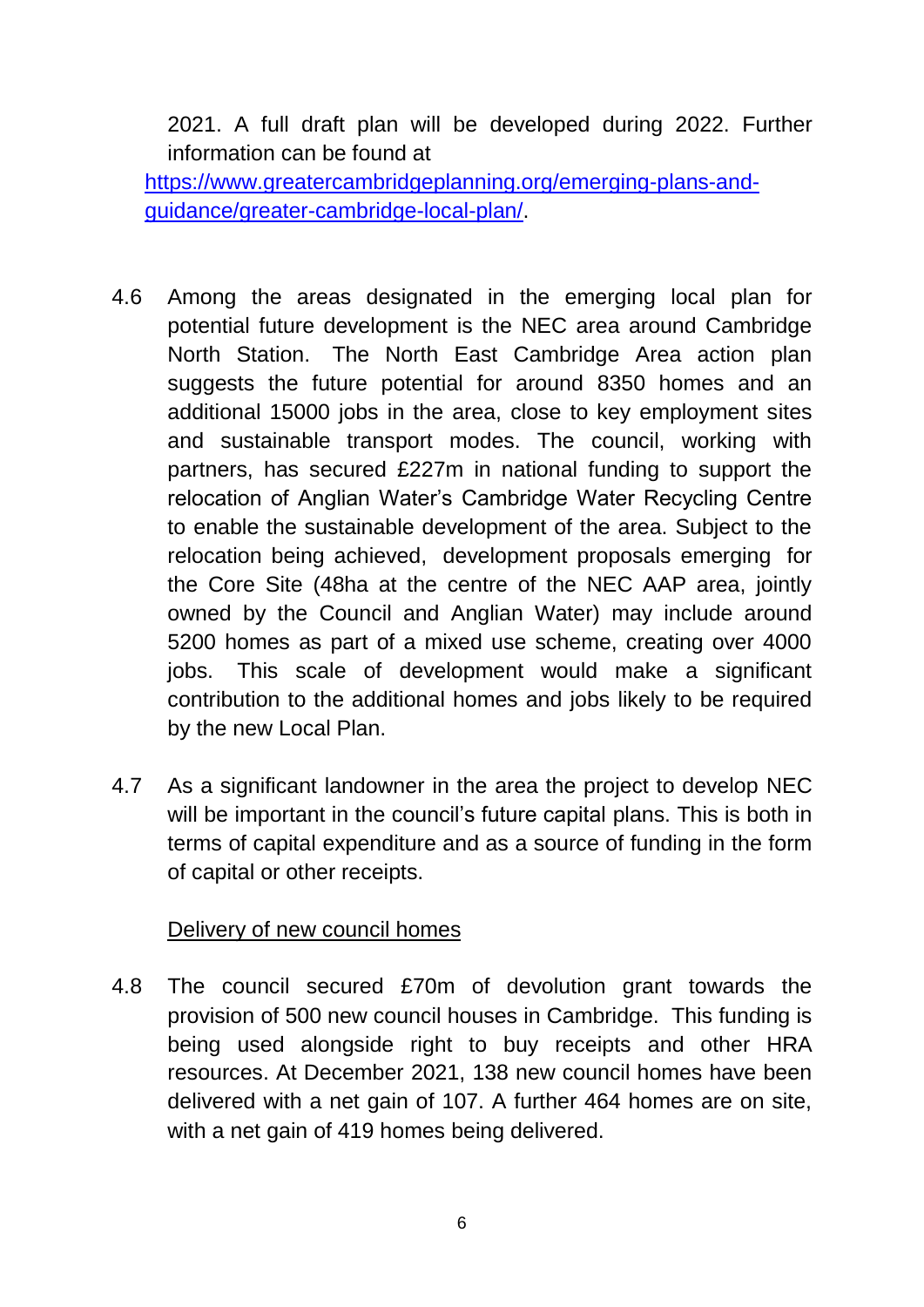2021. A full draft plan will be developed during 2022. Further information can be found at [https://www.greatercambridgeplanning.org/emerging-plans-and-guidance/greater-cambridge-local-plan/](https://www.greatercambridgeplanning.org/emerging-plans-and-guidance/greater-cambridge-local-plan/).

4.6 Among the areas designated in the emerging local plan for potential future development is the NEC area around Cambridge North Station. The North East Cambridge Area action plan suggests the future potential for around 8350 homes and an additional 15000 jobs in the area, close to key employment sites and sustainable transport modes. The council, working with partners, has secured £227m in national funding to support the relocation of Anglian Water's Cambridge Water Recycling Centre to enable the sustainable development of the area. Subject to the relocation being achieved, development proposals emerging for the Core Site (48ha at the centre of the NEC AAP area, jointly owned by the Council and Anglian Water) may include around 5200 homes as part of a mixed use scheme, creating over 4000 jobs. This scale of development would make a significant contribution to the additional homes and jobs likely to be required by the new Local Plan.

4.7 As a significant landowner in the area the project to develop NEC will be important in the council's future capital plans. This is both in terms of capital expenditure and as a source of funding in the form of capital or other receipts.

Delivery of new council homes

4.8 The council secured £70m of devolution grant towards the provision of 500 new council houses in Cambridge. This funding is being used alongside right to buy receipts and other HRA resources. At December 2021, 138 new council homes have been delivered with a net gain of 107. A further 464 homes are on site, with a net gain of 419 homes being delivered.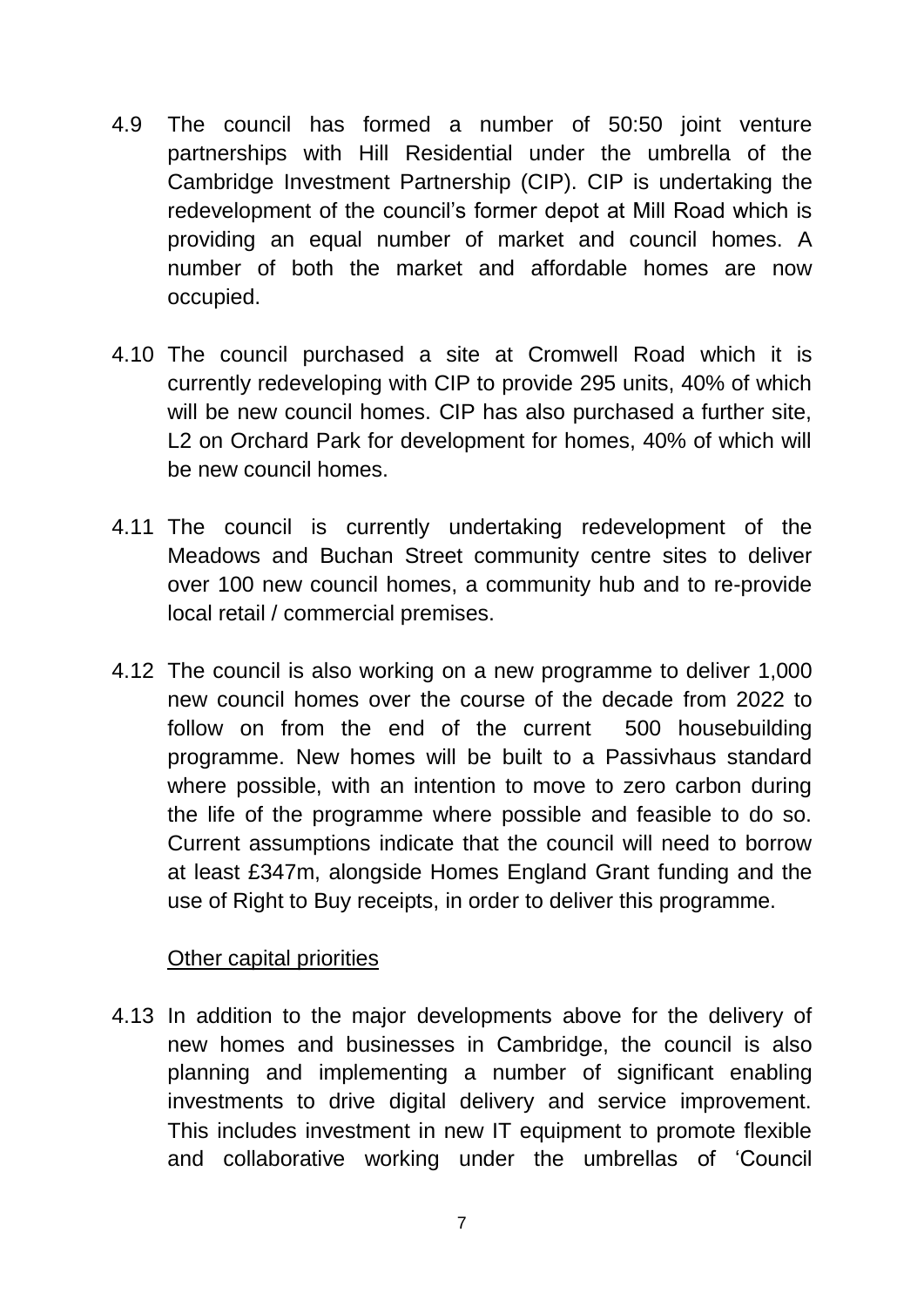4.9 The council has formed a number of 50:50 joint venture partnerships with Hill Residential under the umbrella of the Cambridge Investment Partnership (CIP). CIP is undertaking the redevelopment of the council's former depot at Mill Road which is providing an equal number of market and council homes. A number of both the market and affordable homes are now occupied.

4.10 The council purchased a site at Cromwell Road which it is currently redeveloping with CIP to provide 295 units, 40% of which will be new council homes. CIP has also purchased a further site, L2 on Orchard Park for development for homes, 40% of which will be new council homes.

4.11 The council is currently undertaking redevelopment of the Meadows and Buchan Street community centre sites to deliver over 100 new council homes, a community hub and to re-provide local retail / commercial premises.

4.12 The council is also working on a new programme to deliver 1,000 new council homes over the course of the decade from 2022 to follow on from the end of the current 500 housebuilding programme. New homes will be built to a Passivhaus standard where possible, with an intention to move to zero carbon during the life of the programme where possible and feasible to do so. Current assumptions indicate that the council will need to borrow at least £347m, alongside Homes England Grant funding and the use of Right to Buy receipts, in order to deliver this programme.

<u>Other capital priorities</u>

4.13 In addition to the major developments above for the delivery of new homes and businesses in Cambridge, the council is also planning and implementing a number of significant enabling investments to drive digital delivery and service improvement. This includes investment in new IT equipment to promote flexible and collaborative working under the umbrellas of 'Council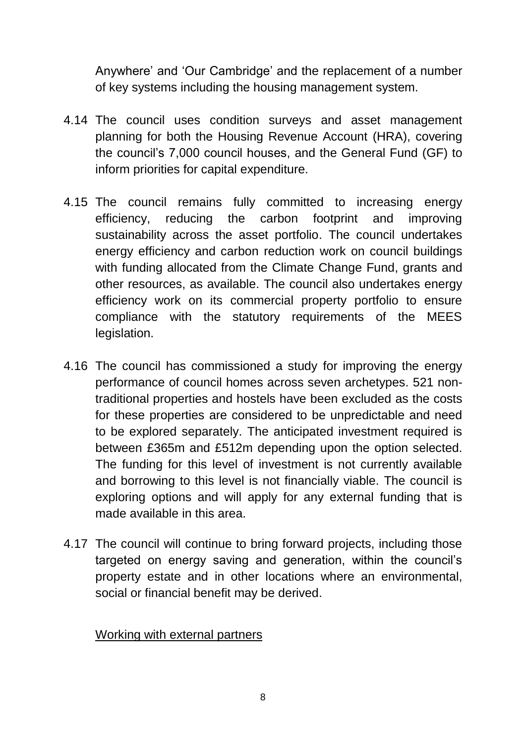Anywhere' and 'Our Cambridge' and the replacement of a number of key systems including the housing management system.

4.14 The council uses condition surveys and asset management planning for both the Housing Revenue Account (HRA), covering the council's 7,000 council houses, and the General Fund (GF) to inform priorities for capital expenditure.

4.15 The council remains fully committed to increasing energy efficiency, reducing the carbon footprint and improving sustainability across the asset portfolio. The council undertakes energy efficiency and carbon reduction work on council buildings with funding allocated from the Climate Change Fund, grants and other resources, as available. The council also undertakes energy efficiency work on its commercial property portfolio to ensure compliance with the statutory requirements of the MEES legislation.

4.16 The council has commissioned a study for improving the energy performance of council homes across seven archetypes. 521 non-traditional properties and hostels have been excluded as the costs for these properties are considered to be unpredictable and need to be explored separately. The anticipated investment required is between £365m and £512m depending upon the option selected. The funding for this level of investment is not currently available and borrowing to this level is not financially viable. The council is exploring options and will apply for any external funding that is made available in this area.

4.17 The council will continue to bring forward projects, including those targeted on energy saving and generation, within the council's property estate and in other locations where an environmental, social or financial benefit may be derived.

<u>Working with external partners</u>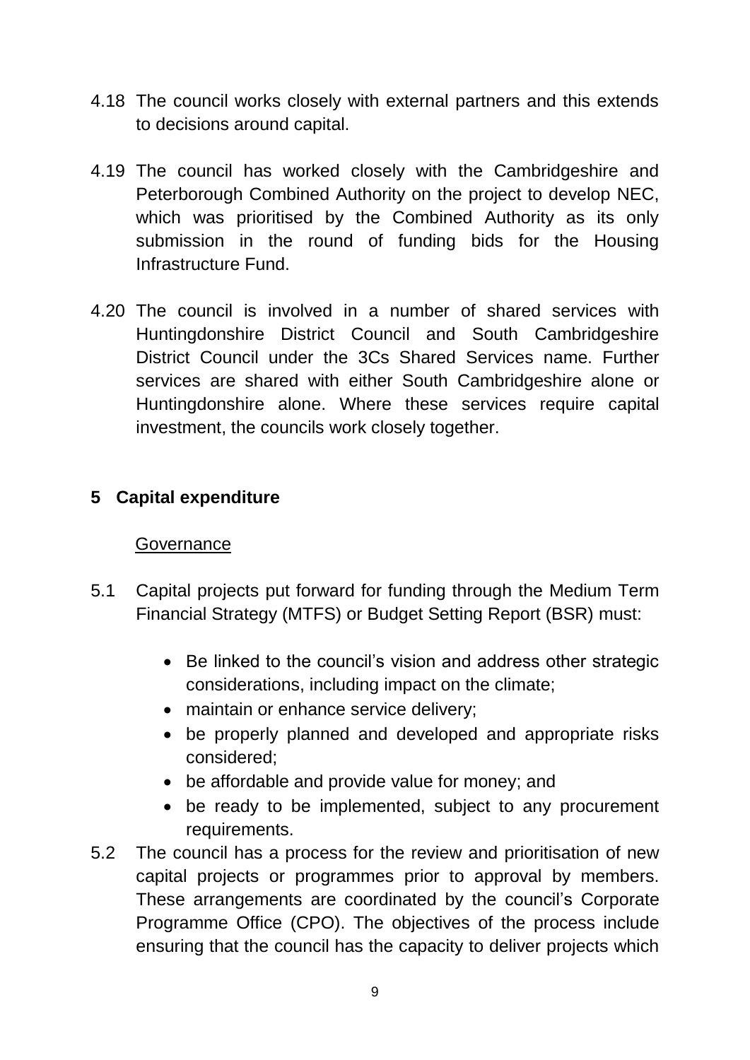4.18 The council works closely with external partners and this extends to decisions around capital.

4.19 The council has worked closely with the Cambridgeshire and Peterborough Combined Authority on the project to develop NEC, which was prioritised by the Combined Authority as its only submission in the round of funding bids for the Housing Infrastructure Fund.

4.20 The council is involved in a number of shared services with Huntingdonshire District Council and South Cambridgeshire District Council under the 3Cs Shared Services name. Further services are shared with either South Cambridgeshire alone or Huntingdonshire alone. Where these services require capital investment, the councils work closely together.

## 5 Capital expenditure

<u>Governance</u>

5.1 Capital projects put forward for funding through the Medium Term Financial Strategy (MTFS) or Budget Setting Report (BSR) must:

- Be linked to the council's vision and address other strategic considerations, including impact on the climate;
- maintain or enhance service delivery;
- be properly planned and developed and appropriate risks considered;
- be affordable and provide value for money; and
- be ready to be implemented, subject to any procurement requirements.

5.2 The council has a process for the review and prioritisation of new capital projects or programmes prior to approval by members. These arrangements are coordinated by the council's Corporate Programme Office (CPO). The objectives of the process include ensuring that the council has the capacity to deliver projects which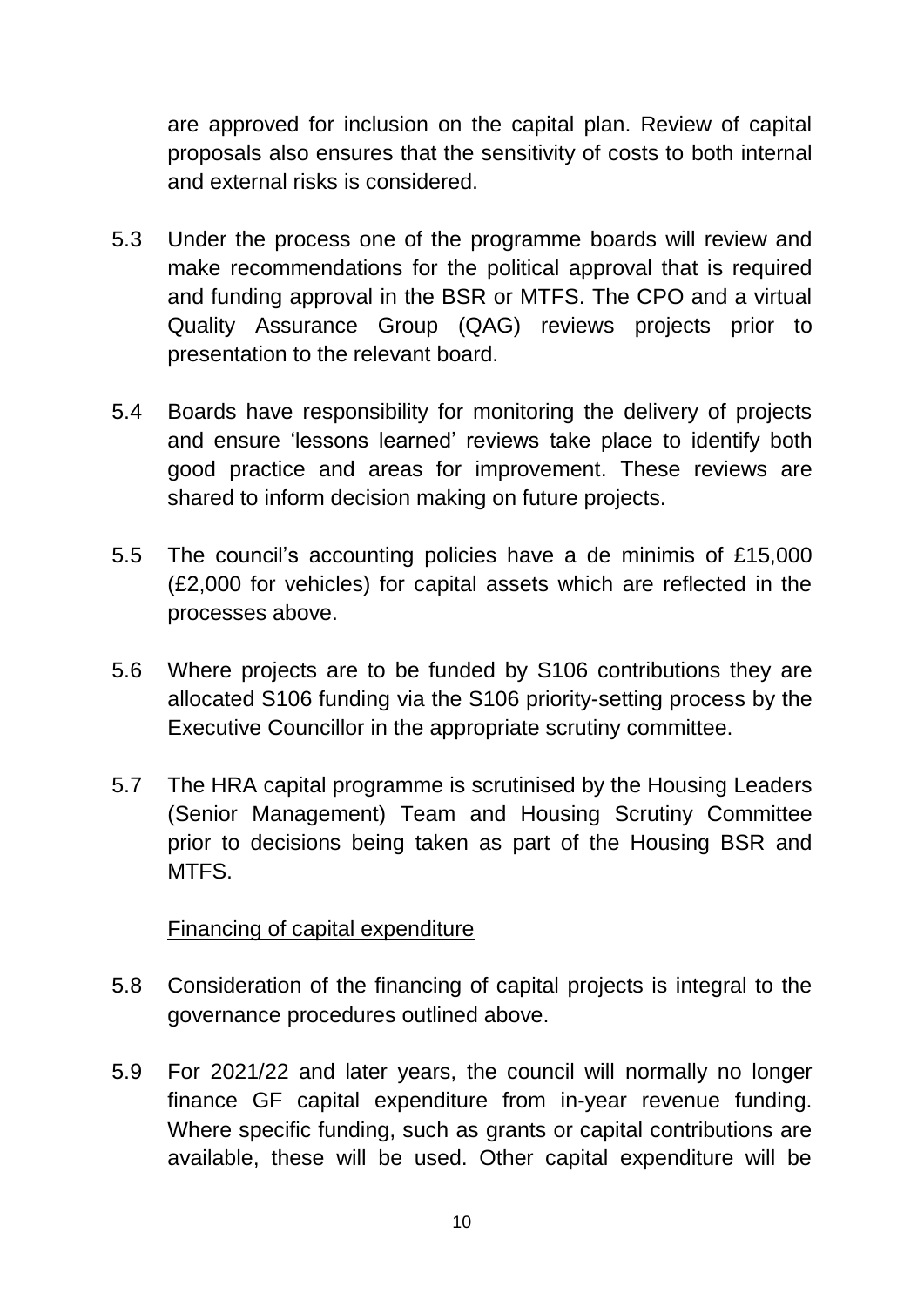are approved for inclusion on the capital plan. Review of capital proposals also ensures that the sensitivity of costs to both internal and external risks is considered.

5.3 Under the process one of the programme boards will review and make recommendations for the political approval that is required and funding approval in the BSR or MTFS. The CPO and a virtual Quality Assurance Group (QAG) reviews projects prior to presentation to the relevant board.

5.4 Boards have responsibility for monitoring the delivery of projects and ensure 'lessons learned' reviews take place to identify both good practice and areas for improvement. These reviews are shared to inform decision making on future projects.

5.5 The council's accounting policies have a de minimis of £15,000 (£2,000 for vehicles) for capital assets which are reflected in the processes above.

5.6 Where projects are to be funded by S106 contributions they are allocated S106 funding via the S106 priority-setting process by the Executive Councillor in the appropriate scrutiny committee.

5.7 The HRA capital programme is scrutinised by the Housing Leaders (Senior Management) Team and Housing Scrutiny Committee prior to decisions being taken as part of the Housing BSR and MTFS.

<u>Financing of capital expenditure</u>

5.8 Consideration of the financing of capital projects is integral to the governance procedures outlined above.

5.9 For 2021/22 and later years, the council will normally no longer finance GF capital expenditure from in-year revenue funding. Where specific funding, such as grants or capital contributions are available, these will be used. Other capital expenditure will be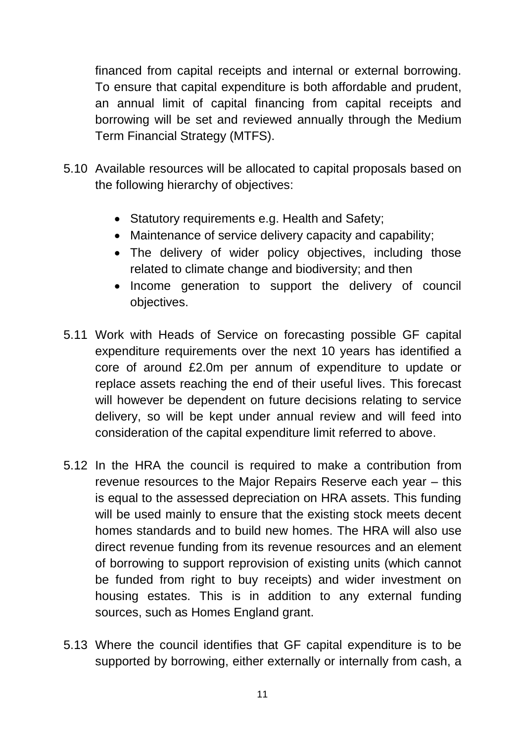financed from capital receipts and internal or external borrowing. To ensure that capital expenditure is both affordable and prudent, an annual limit of capital financing from capital receipts and borrowing will be set and reviewed annually through the Medium Term Financial Strategy (MTFS).

5.10 Available resources will be allocated to capital proposals based on the following hierarchy of objectives:

- Statutory requirements e.g. Health and Safety;
- Maintenance of service delivery capacity and capability;
- The delivery of wider policy objectives, including those related to climate change and biodiversity; and then
- Income generation to support the delivery of council objectives.

5.11 Work with Heads of Service on forecasting possible GF capital expenditure requirements over the next 10 years has identified a core of around £2.0m per annum of expenditure to update or replace assets reaching the end of their useful lives. This forecast will however be dependent on future decisions relating to service delivery, so will be kept under annual review and will feed into consideration of the capital expenditure limit referred to above.

5.12 In the HRA the council is required to make a contribution from revenue resources to the Major Repairs Reserve each year – this is equal to the assessed depreciation on HRA assets. This funding will be used mainly to ensure that the existing stock meets decent homes standards and to build new homes. The HRA will also use direct revenue funding from its revenue resources and an element of borrowing to support reprovision of existing units (which cannot be funded from right to buy receipts) and wider investment on housing estates. This is in addition to any external funding sources, such as Homes England grant.

5.13 Where the council identifies that GF capital expenditure is to be supported by borrowing, either externally or internally from cash, a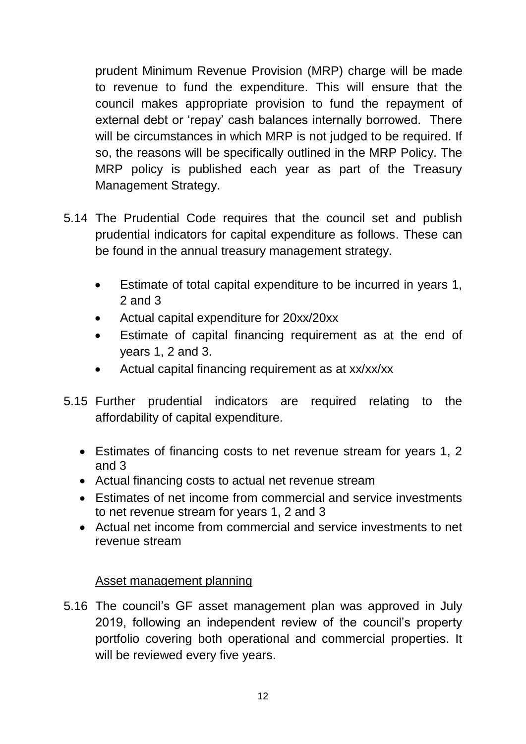prudent Minimum Revenue Provision (MRP) charge will be made to revenue to fund the expenditure. This will ensure that the council makes appropriate provision to fund the repayment of external debt or 'repay' cash balances internally borrowed. There will be circumstances in which MRP is not judged to be required. If so, the reasons will be specifically outlined in the MRP Policy. The MRP policy is published each year as part of the Treasury Management Strategy.

5.14 The Prudential Code requires that the council set and publish prudential indicators for capital expenditure as follows. These can be found in the annual treasury management strategy.

- Estimate of total capital expenditure to be incurred in years 1, 2 and 3
- Actual capital expenditure for 20xx/20xx
- Estimate of capital financing requirement as at the end of years 1, 2 and 3.
- Actual capital financing requirement as at xx/xx/xx

5.15 Further prudential indicators are required relating to the affordability of capital expenditure.

- Estimates of financing costs to net revenue stream for years 1, 2 and 3
- Actual financing costs to actual net revenue stream
- Estimates of net income from commercial and service investments to net revenue stream for years 1, 2 and 3
- Actual net income from commercial and service investments to net revenue stream

<u>Asset management planning</u>

5.16 The council's GF asset management plan was approved in July 2019, following an independent review of the council's property portfolio covering both operational and commercial properties. It will be reviewed every five years.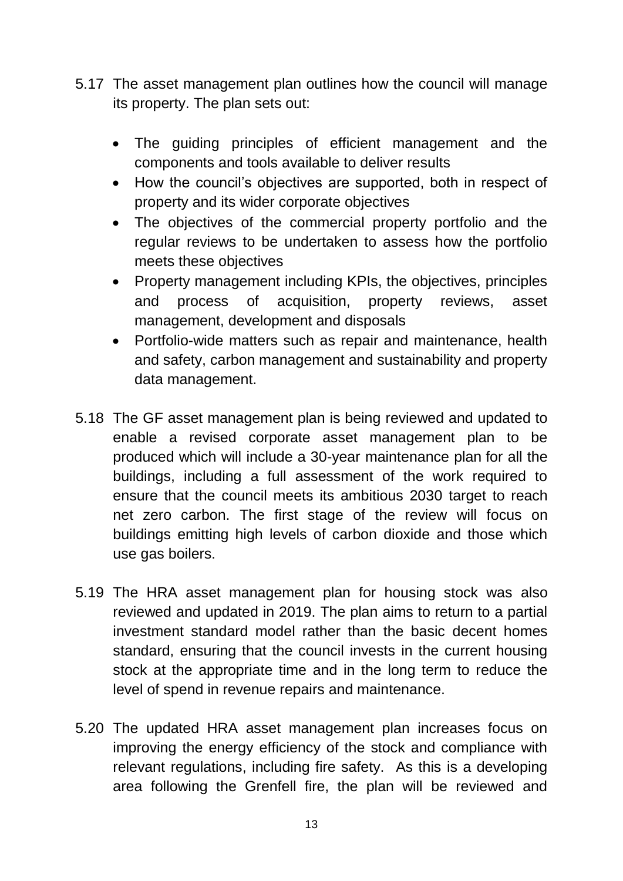5.17 The asset management plan outlines how the council will manage its property. The plan sets out:

- The guiding principles of efficient management and the components and tools available to deliver results
- How the council's objectives are supported, both in respect of property and its wider corporate objectives
- The objectives of the commercial property portfolio and the regular reviews to be undertaken to assess how the portfolio meets these objectives
- Property management including KPIs, the objectives, principles and process of acquisition, property reviews, asset management, development and disposals
- Portfolio-wide matters such as repair and maintenance, health and safety, carbon management and sustainability and property data management.

5.18 The GF asset management plan is being reviewed and updated to enable a revised corporate asset management plan to be produced which will include a 30-year maintenance plan for all the buildings, including a full assessment of the work required to ensure that the council meets its ambitious 2030 target to reach net zero carbon. The first stage of the review will focus on buildings emitting high levels of carbon dioxide and those which use gas boilers.

5.19 The HRA asset management plan for housing stock was also reviewed and updated in 2019. The plan aims to return to a partial investment standard model rather than the basic decent homes standard, ensuring that the council invests in the current housing stock at the appropriate time and in the long term to reduce the level of spend in revenue repairs and maintenance.

5.20 The updated HRA asset management plan increases focus on improving the energy efficiency of the stock and compliance with relevant regulations, including fire safety. As this is a developing area following the Grenfell fire, the plan will be reviewed and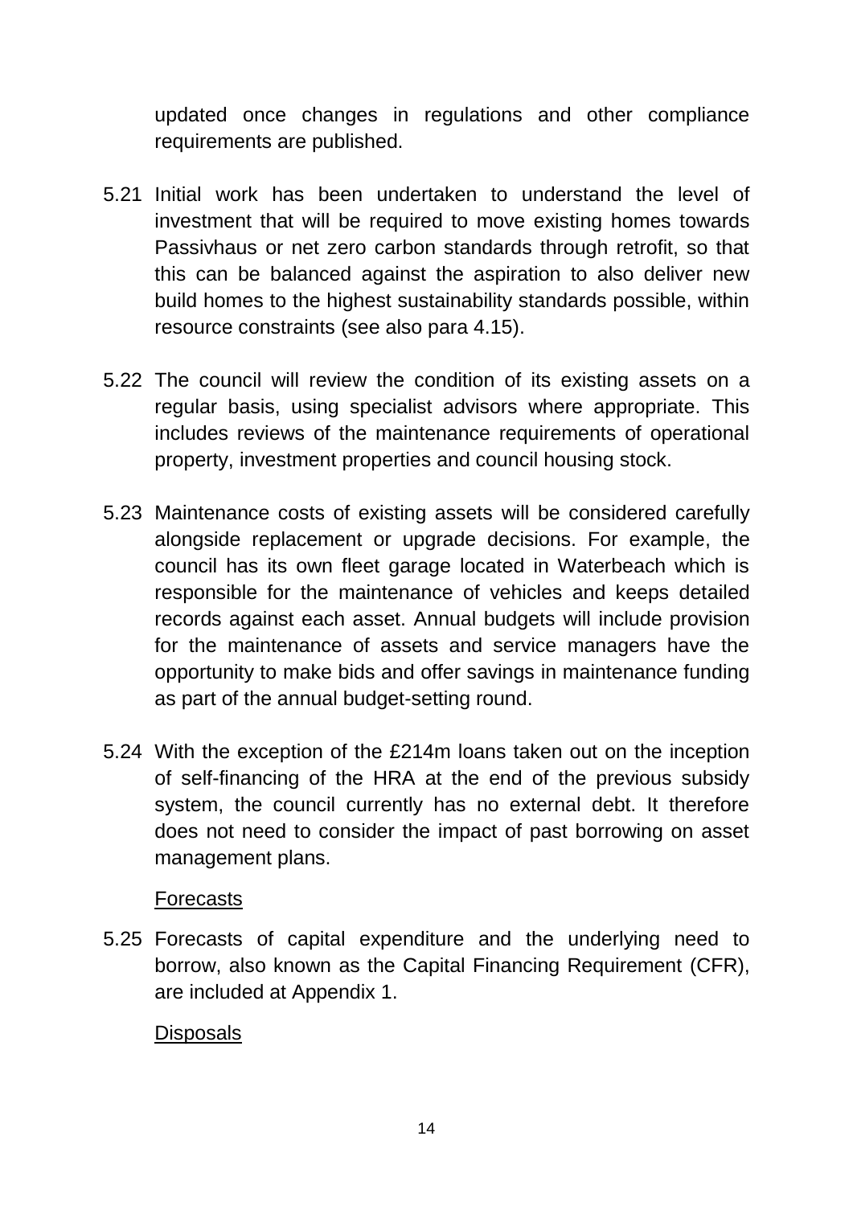updated once changes in regulations and other compliance requirements are published.

5.21 Initial work has been undertaken to understand the level of investment that will be required to move existing homes towards Passivhaus or net zero carbon standards through retrofit, so that this can be balanced against the aspiration to also deliver new build homes to the highest sustainability standards possible, within resource constraints (see also para 4.15).

5.22 The council will review the condition of its existing assets on a regular basis, using specialist advisors where appropriate. This includes reviews of the maintenance requirements of operational property, investment properties and council housing stock.

5.23 Maintenance costs of existing assets will be considered carefully alongside replacement or upgrade decisions. For example, the council has its own fleet garage located in Waterbeach which is responsible for the maintenance of vehicles and keeps detailed records against each asset. Annual budgets will include provision for the maintenance of assets and service managers have the opportunity to make bids and offer savings in maintenance funding as part of the annual budget-setting round.

5.24 With the exception of the £214m loans taken out on the inception of self-financing of the HRA at the end of the previous subsidy system, the council currently has no external debt. It therefore does not need to consider the impact of past borrowing on asset management plans.

Forecasts

5.25 Forecasts of capital expenditure and the underlying need to borrow, also known as the Capital Financing Requirement (CFR), are included at Appendix 1.

Disposals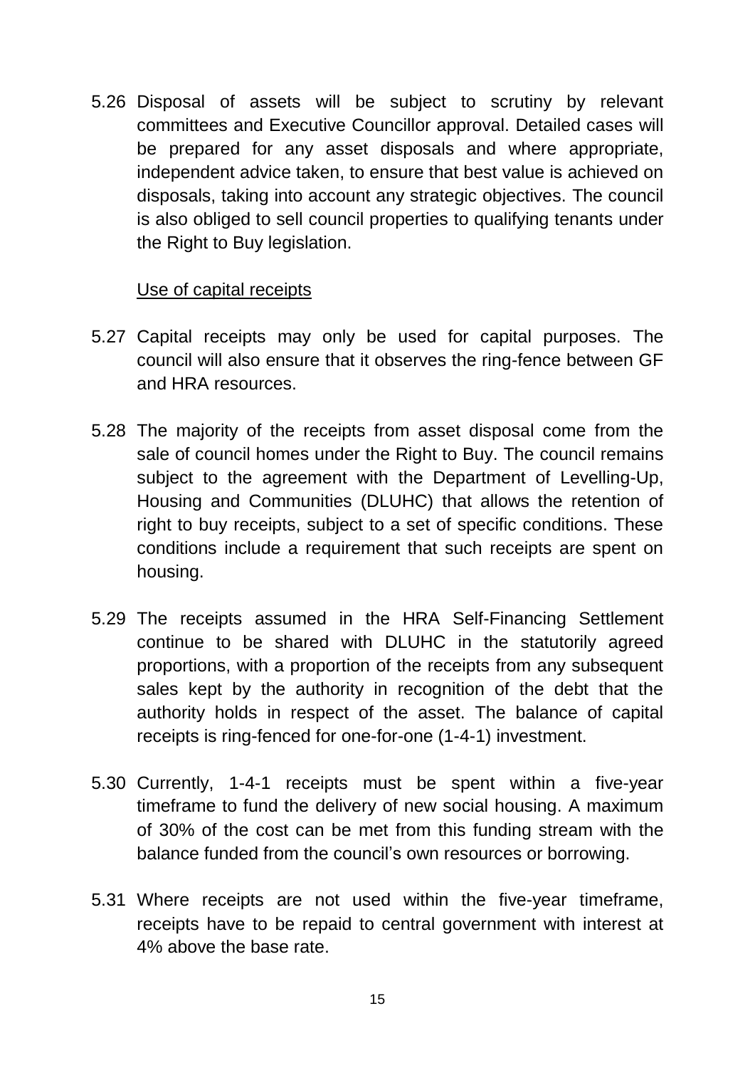5.26 Disposal of assets will be subject to scrutiny by relevant committees and Executive Councillor approval. Detailed cases will be prepared for any asset disposals and where appropriate, independent advice taken, to ensure that best value is achieved on disposals, taking into account any strategic objectives. The council is also obliged to sell council properties to qualifying tenants under the Right to Buy legislation.

Use of capital receipts

5.27 Capital receipts may only be used for capital purposes. The council will also ensure that it observes the ring-fence between GF and HRA resources.

5.28 The majority of the receipts from asset disposal come from the sale of council homes under the Right to Buy. The council remains subject to the agreement with the Department of Levelling-Up, Housing and Communities (DLUHC) that allows the retention of right to buy receipts, subject to a set of specific conditions. These conditions include a requirement that such receipts are spent on housing.

5.29 The receipts assumed in the HRA Self-Financing Settlement continue to be shared with DLUHC in the statutorily agreed proportions, with a proportion of the receipts from any subsequent sales kept by the authority in recognition of the debt that the authority holds in respect of the asset. The balance of capital receipts is ring-fenced for one-for-one (1-4-1) investment.

5.30 Currently, 1-4-1 receipts must be spent within a five-year timeframe to fund the delivery of new social housing. A maximum of 30% of the cost can be met from this funding stream with the balance funded from the council's own resources or borrowing.

5.31 Where receipts are not used within the five-year timeframe, receipts have to be repaid to central government with interest at 4% above the base rate.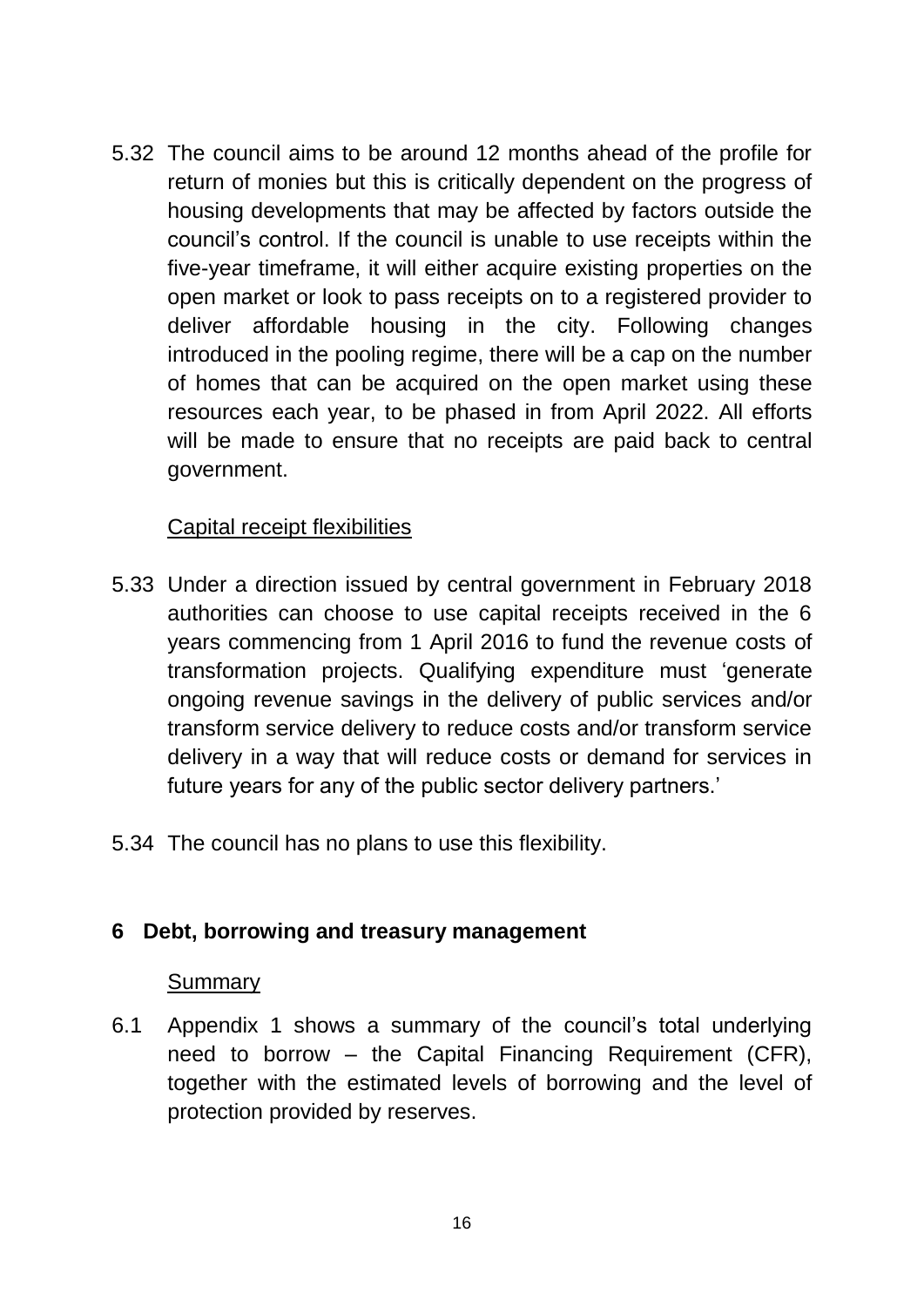5.32 The council aims to be around 12 months ahead of the profile for return of monies but this is critically dependent on the progress of housing developments that may be affected by factors outside the council's control. If the council is unable to use receipts within the five-year timeframe, it will either acquire existing properties on the open market or look to pass receipts on to a registered provider to deliver affordable housing in the city. Following changes introduced in the pooling regime, there will be a cap on the number of homes that can be acquired on the open market using these resources each year, to be phased in from April 2022. All efforts will be made to ensure that no receipts are paid back to central government.

Capital receipt flexibilities

5.33 Under a direction issued by central government in February 2018 authorities can choose to use capital receipts received in the 6 years commencing from 1 April 2016 to fund the revenue costs of transformation projects. Qualifying expenditure must 'generate ongoing revenue savings in the delivery of public services and/or transform service delivery to reduce costs and/or transform service delivery in a way that will reduce costs or demand for services in future years for any of the public sector delivery partners.'

5.34 The council has no plans to use this flexibility.

## 6 Debt, borrowing and treasury management

Summary

6.1 Appendix 1 shows a summary of the council's total underlying need to borrow – the Capital Financing Requirement (CFR), together with the estimated levels of borrowing and the level of protection provided by reserves.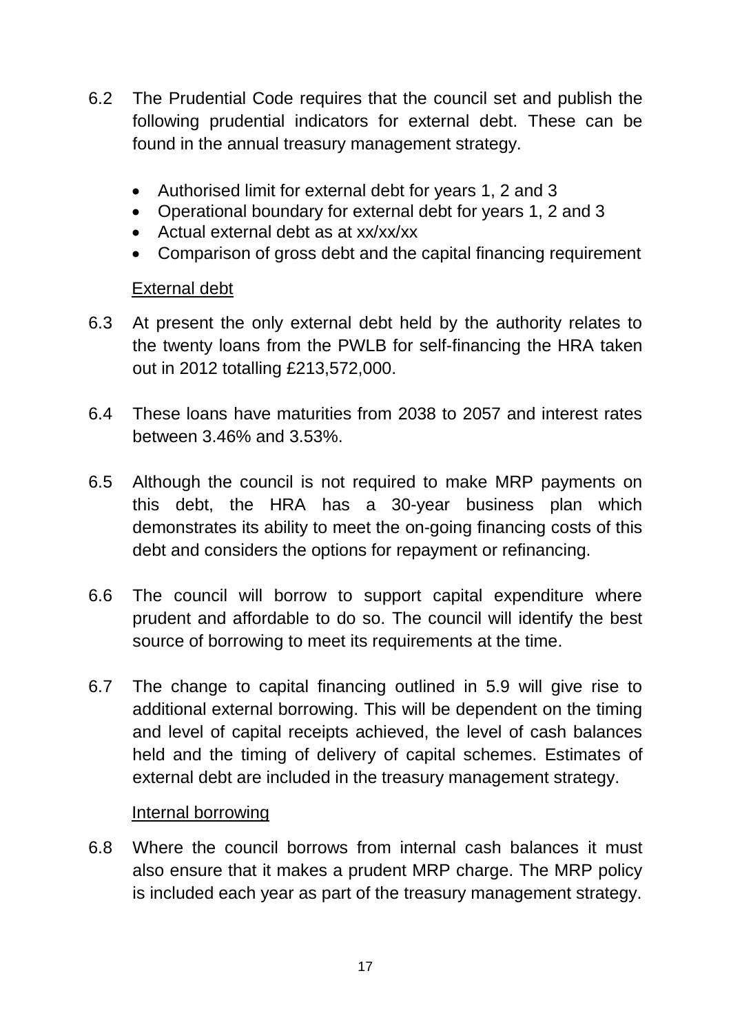6.2 The Prudential Code requires that the council set and publish the following prudential indicators for external debt. These can be found in the annual treasury management strategy.

- Authorised limit for external debt for years 1, 2 and 3
- Operational boundary for external debt for years 1, 2 and 3
- Actual external debt as at xx/xx/xx
- Comparison of gross debt and the capital financing requirement

<u>External debt</u>

6.3 At present the only external debt held by the authority relates to the twenty loans from the PWLB for self-financing the HRA taken out in 2012 totalling £213,572,000.

6.4 These loans have maturities from 2038 to 2057 and interest rates between 3.46% and 3.53%.

6.5 Although the council is not required to make MRP payments on this debt, the HRA has a 30-year business plan which demonstrates its ability to meet the on-going financing costs of this debt and considers the options for repayment or refinancing.

6.6 The council will borrow to support capital expenditure where prudent and affordable to do so. The council will identify the best source of borrowing to meet its requirements at the time.

6.7 The change to capital financing outlined in 5.9 will give rise to additional external borrowing. This will be dependent on the timing and level of capital receipts achieved, the level of cash balances held and the timing of delivery of capital schemes. Estimates of external debt are included in the treasury management strategy.

<u>Internal borrowing</u>

6.8 Where the council borrows from internal cash balances it must also ensure that it makes a prudent MRP charge. The MRP policy is included each year as part of the treasury management strategy.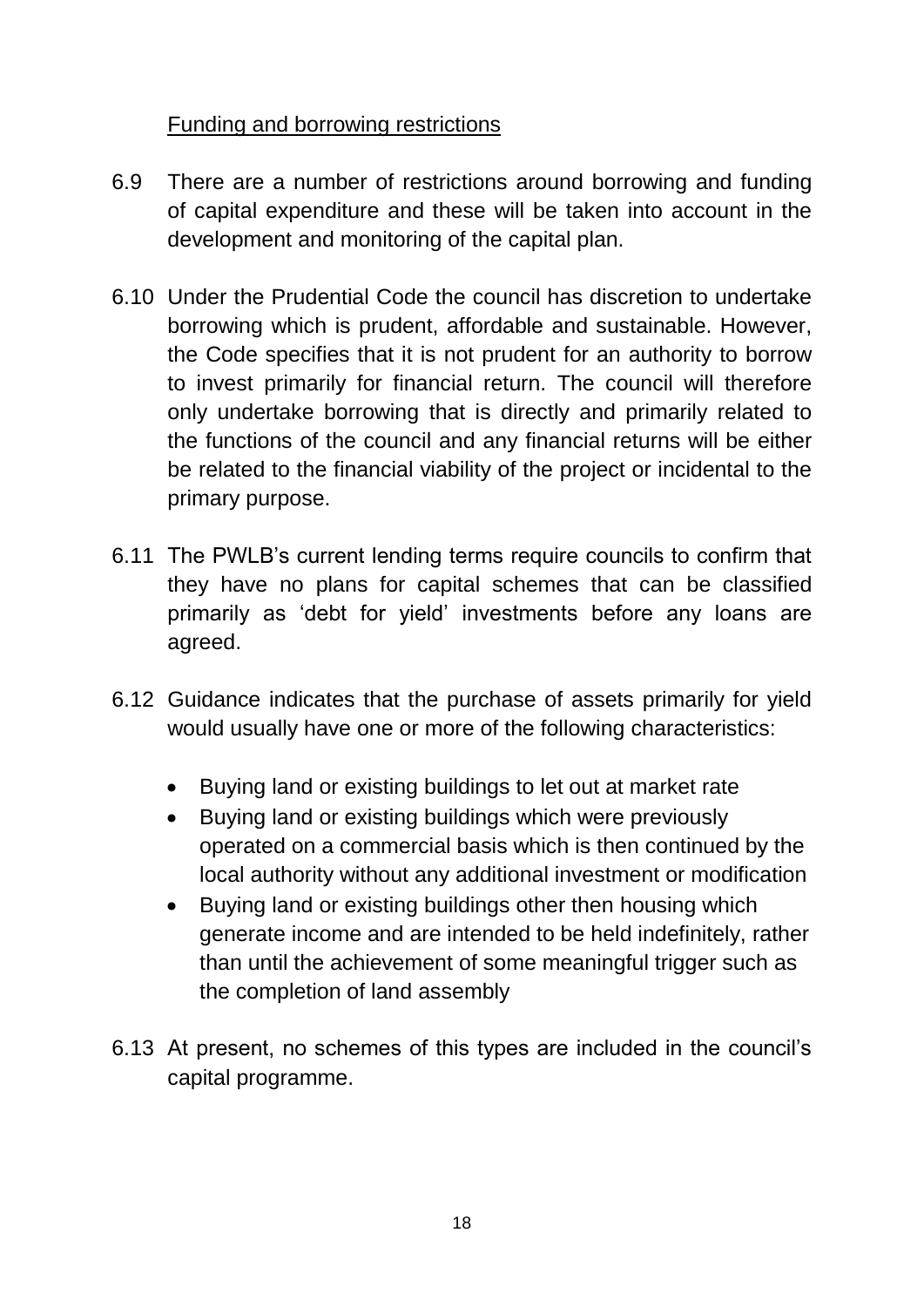Funding and borrowing restrictions

6.9 There are a number of restrictions around borrowing and funding of capital expenditure and these will be taken into account in the development and monitoring of the capital plan.

6.10 Under the Prudential Code the council has discretion to undertake borrowing which is prudent, affordable and sustainable. However, the Code specifies that it is not prudent for an authority to borrow to invest primarily for financial return. The council will therefore only undertake borrowing that is directly and primarily related to the functions of the council and any financial returns will be either be related to the financial viability of the project or incidental to the primary purpose.

6.11 The PWLB's current lending terms require councils to confirm that they have no plans for capital schemes that can be classified primarily as 'debt for yield' investments before any loans are agreed.

6.12 Guidance indicates that the purchase of assets primarily for yield would usually have one or more of the following characteristics:

- Buying land or existing buildings to let out at market rate
- Buying land or existing buildings which were previously operated on a commercial basis which is then continued by the local authority without any additional investment or modification
- Buying land or existing buildings other then housing which generate income and are intended to be held indefinitely, rather than until the achievement of some meaningful trigger such as the completion of land assembly

6.13 At present, no schemes of this types are included in the council's capital programme.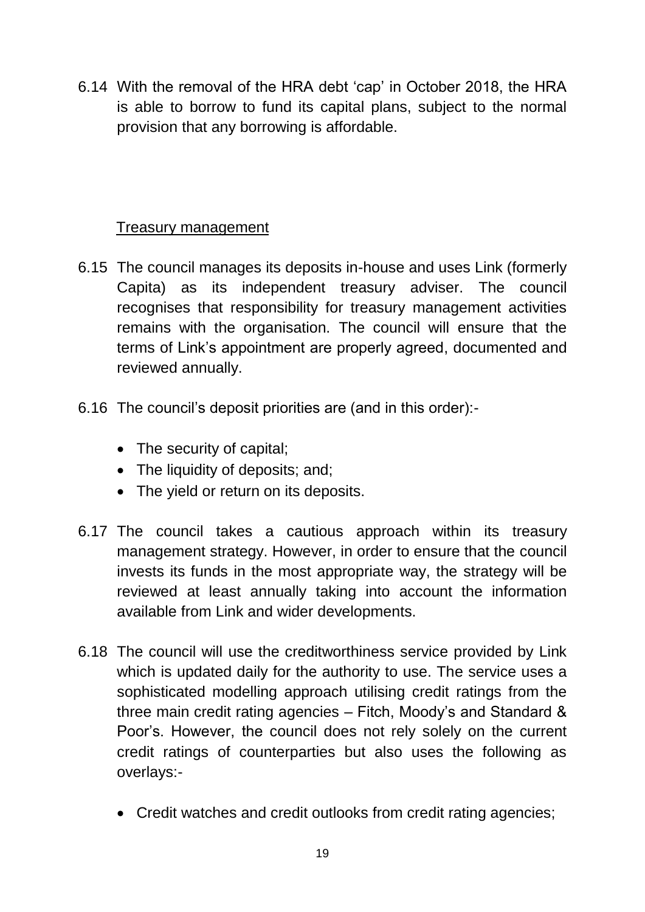6.14 With the removal of the HRA debt 'cap' in October 2018, the HRA is able to borrow to fund its capital plans, subject to the normal provision that any borrowing is affordable.

<u>Treasury management</u>

6.15 The council manages its deposits in-house and uses Link (formerly Capita) as its independent treasury adviser. The council recognises that responsibility for treasury management activities remains with the organisation. The council will ensure that the terms of Link's appointment are properly agreed, documented and reviewed annually.

6.16 The council's deposit priorities are (and in this order):-

- The security of capital;
- The liquidity of deposits; and;
- The yield or return on its deposits.

6.17 The council takes a cautious approach within its treasury management strategy. However, in order to ensure that the council invests its funds in the most appropriate way, the strategy will be reviewed at least annually taking into account the information available from Link and wider developments.

6.18 The council will use the creditworthiness service provided by Link which is updated daily for the authority to use. The service uses a sophisticated modelling approach utilising credit ratings from the three main credit rating agencies – Fitch, Moody's and Standard & Poor's. However, the council does not rely solely on the current credit ratings of counterparties but also uses the following as overlays:-

- Credit watches and credit outlooks from credit rating agencies;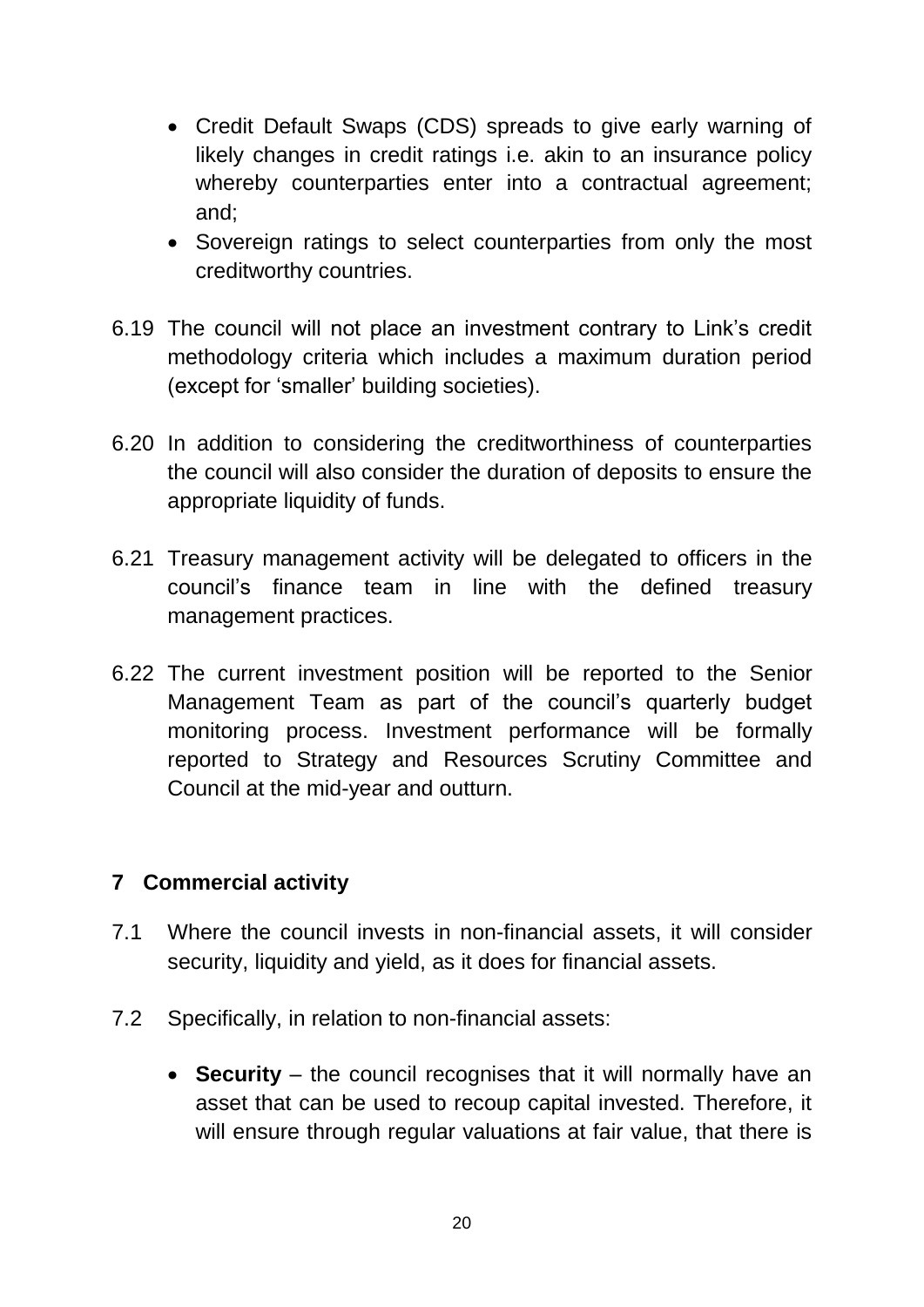- Credit Default Swaps (CDS) spreads to give early warning of likely changes in credit ratings i.e. akin to an insurance policy whereby counterparties enter into a contractual agreement; and;
- Sovereign ratings to select counterparties from only the most creditworthy countries.

6.19 The council will not place an investment contrary to Link's credit methodology criteria which includes a maximum duration period (except for 'smaller' building societies).

6.20 In addition to considering the creditworthiness of counterparties the council will also consider the duration of deposits to ensure the appropriate liquidity of funds.

6.21 Treasury management activity will be delegated to officers in the council's finance team in line with the defined treasury management practices.

6.22 The current investment position will be reported to the Senior Management Team as part of the council's quarterly budget monitoring process. Investment performance will be formally reported to Strategy and Resources Scrutiny Committee and Council at the mid-year and outturn.

## 7 Commercial activity

7.1 Where the council invests in non-financial assets, it will consider security, liquidity and yield, as it does for financial assets.

7.2 Specifically, in relation to non-financial assets:

- **Security** – the council recognises that it will normally have an asset that can be used to recoup capital invested. Therefore, it will ensure through regular valuations at fair value, that there is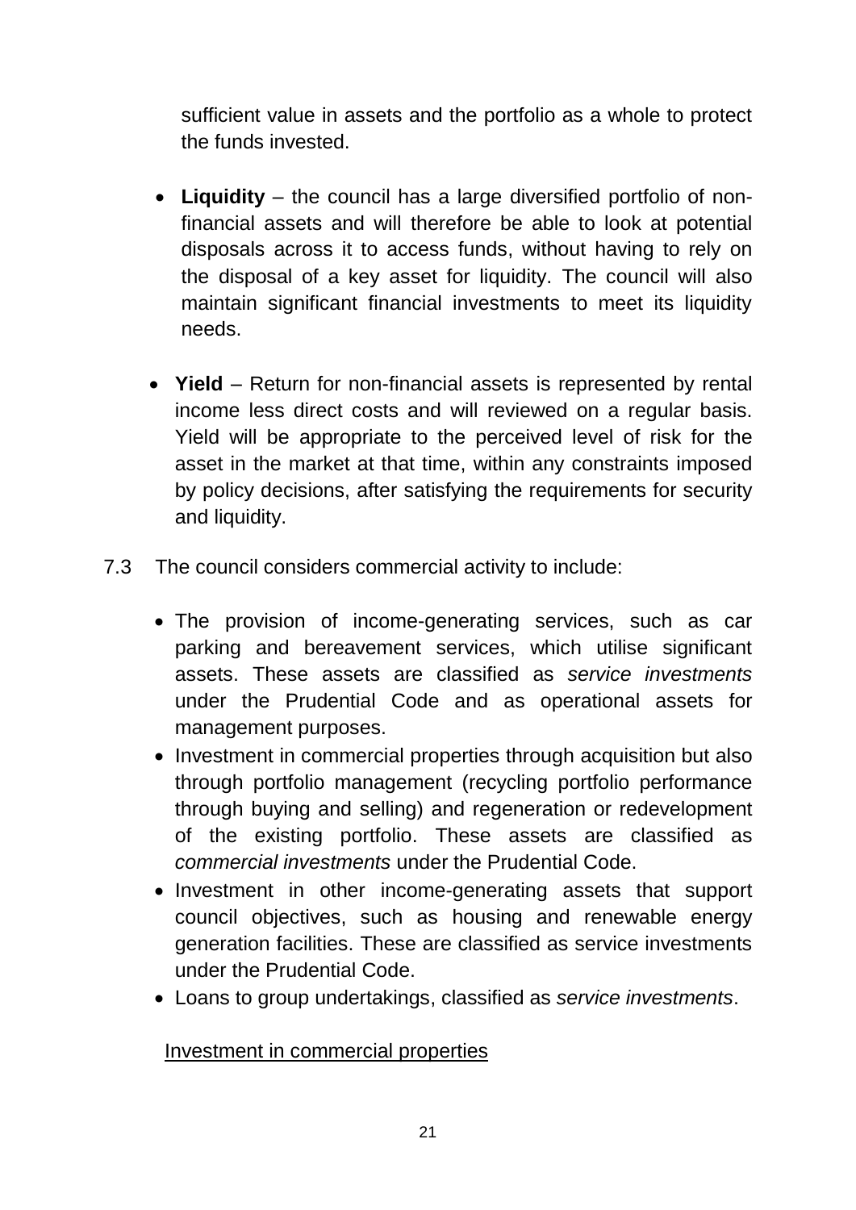sufficient value in assets and the portfolio as a whole to protect the funds invested.

- **Liquidity** – the council has a large diversified portfolio of non-financial assets and will therefore be able to look at potential disposals across it to access funds, without having to rely on the disposal of a key asset for liquidity. The council will also maintain significant financial investments to meet its liquidity needs.
- **Yield** – Return for non-financial assets is represented by rental income less direct costs and will reviewed on a regular basis. Yield will be appropriate to the perceived level of risk for the asset in the market at that time, within any constraints imposed by policy decisions, after satisfying the requirements for security and liquidity.

7.3 The council considers commercial activity to include:

- The provision of income-generating services, such as car parking and bereavement services, which utilise significant assets. These assets are classified as *service investments* under the Prudential Code and as operational assets for management purposes.
- Investment in commercial properties through acquisition but also through portfolio management (recycling portfolio performance through buying and selling) and regeneration or redevelopment of the existing portfolio. These assets are classified as *commercial investments* under the Prudential Code.
- Investment in other income-generating assets that support council objectives, such as housing and renewable energy generation facilities. These are classified as service investments under the Prudential Code.
- Loans to group undertakings, classified as *service investments*.

<u>Investment in commercial properties</u>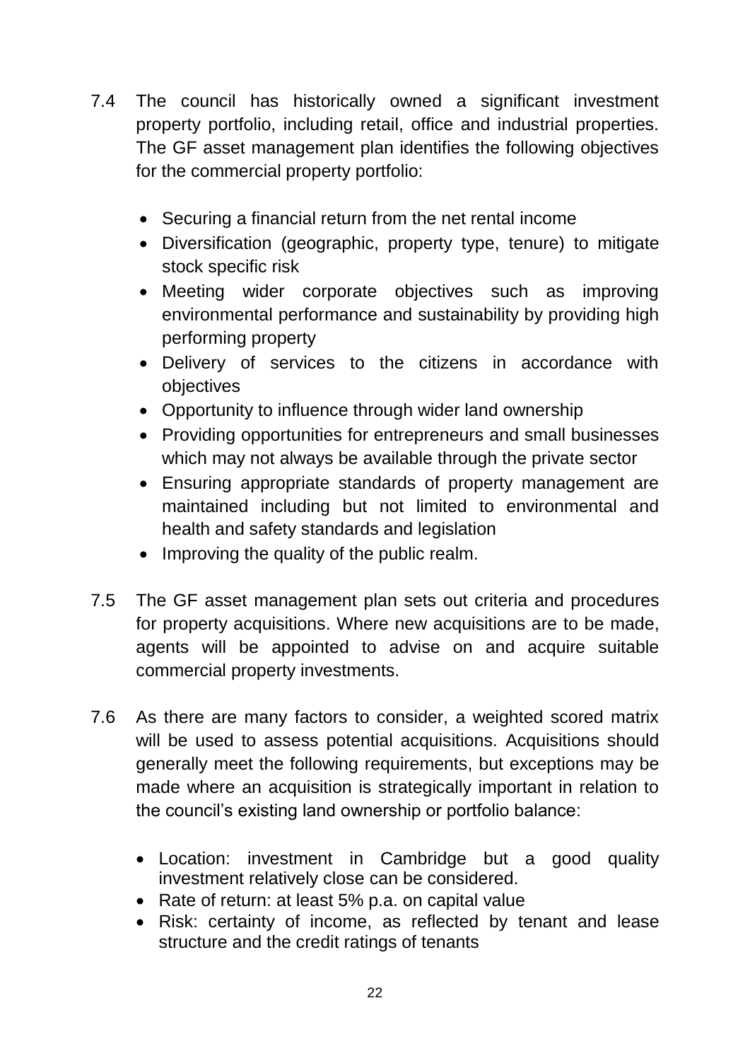7.4 The council has historically owned a significant investment property portfolio, including retail, office and industrial properties. The GF asset management plan identifies the following objectives for the commercial property portfolio:

- Securing a financial return from the net rental income
- Diversification (geographic, property type, tenure) to mitigate stock specific risk
- Meeting wider corporate objectives such as improving environmental performance and sustainability by providing high performing property
- Delivery of services to the citizens in accordance with objectives
- Opportunity to influence through wider land ownership
- Providing opportunities for entrepreneurs and small businesses which may not always be available through the private sector
- Ensuring appropriate standards of property management are maintained including but not limited to environmental and health and safety standards and legislation
- Improving the quality of the public realm.

7.5 The GF asset management plan sets out criteria and procedures for property acquisitions. Where new acquisitions are to be made, agents will be appointed to advise on and acquire suitable commercial property investments.

7.6 As there are many factors to consider, a weighted scored matrix will be used to assess potential acquisitions. Acquisitions should generally meet the following requirements, but exceptions may be made where an acquisition is strategically important in relation to the council's existing land ownership or portfolio balance:

- Location: investment in Cambridge but a good quality investment relatively close can be considered.
- Rate of return: at least 5% p.a. on capital value
- Risk: certainty of income, as reflected by tenant and lease structure and the credit ratings of tenants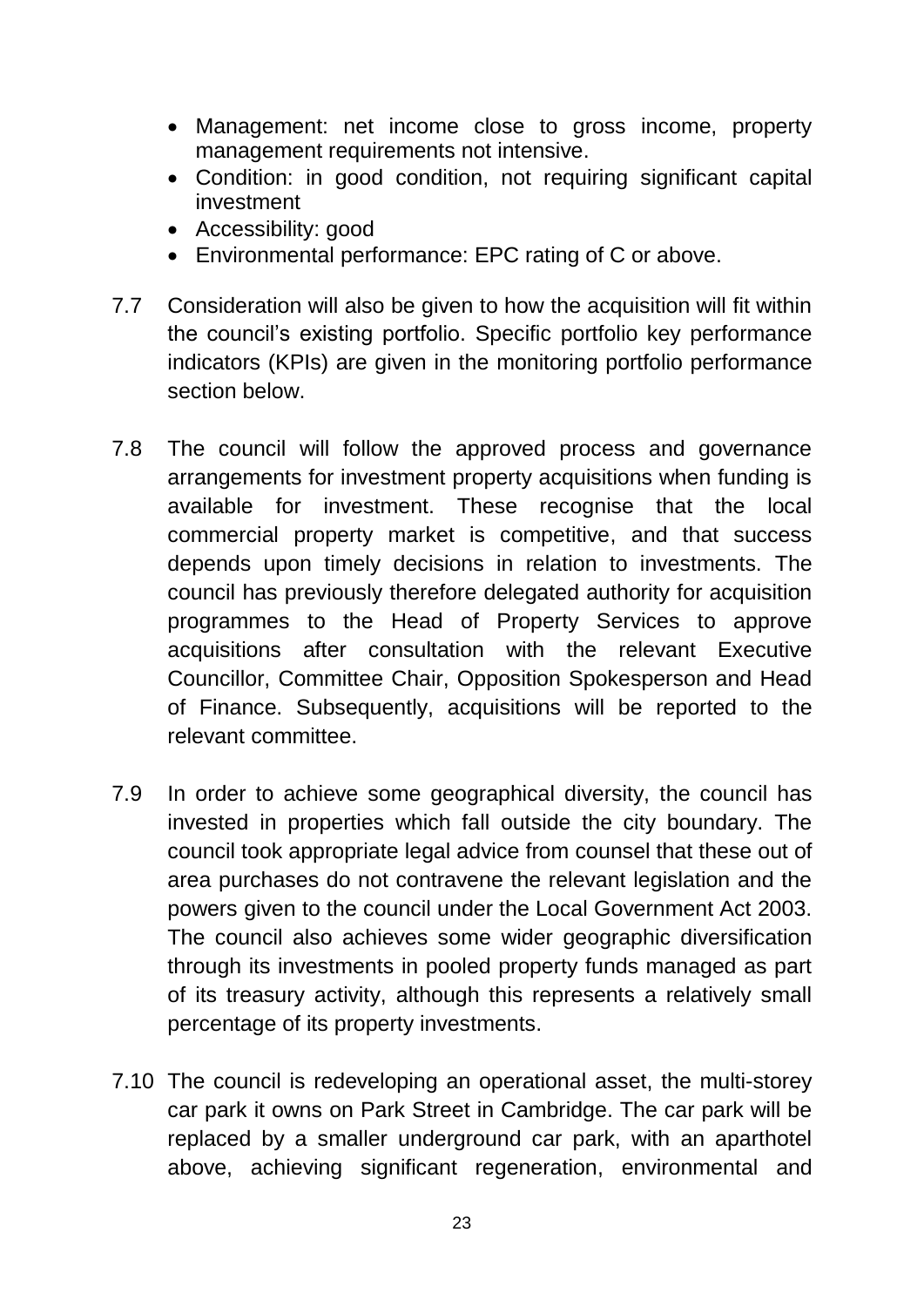- Management: net income close to gross income, property management requirements not intensive.
- Condition: in good condition, not requiring significant capital investment
- Accessibility: good
- Environmental performance: EPC rating of C or above.

7.7 Consideration will also be given to how the acquisition will fit within the council's existing portfolio. Specific portfolio key performance indicators (KPIs) are given in the monitoring portfolio performance section below.

7.8 The council will follow the approved process and governance arrangements for investment property acquisitions when funding is available for investment. These recognise that the local commercial property market is competitive, and that success depends upon timely decisions in relation to investments. The council has previously therefore delegated authority for acquisition programmes to the Head of Property Services to approve acquisitions after consultation with the relevant Executive Councillor, Committee Chair, Opposition Spokesperson and Head of Finance. Subsequently, acquisitions will be reported to the relevant committee.

7.9 In order to achieve some geographical diversity, the council has invested in properties which fall outside the city boundary. The council took appropriate legal advice from counsel that these out of area purchases do not contravene the relevant legislation and the powers given to the council under the Local Government Act 2003. The council also achieves some wider geographic diversification through its investments in pooled property funds managed as part of its treasury activity, although this represents a relatively small percentage of its property investments.

7.10 The council is redeveloping an operational asset, the multi-storey car park it owns on Park Street in Cambridge. The car park will be replaced by a smaller underground car park, with an aparthotel above, achieving significant regeneration, environmental and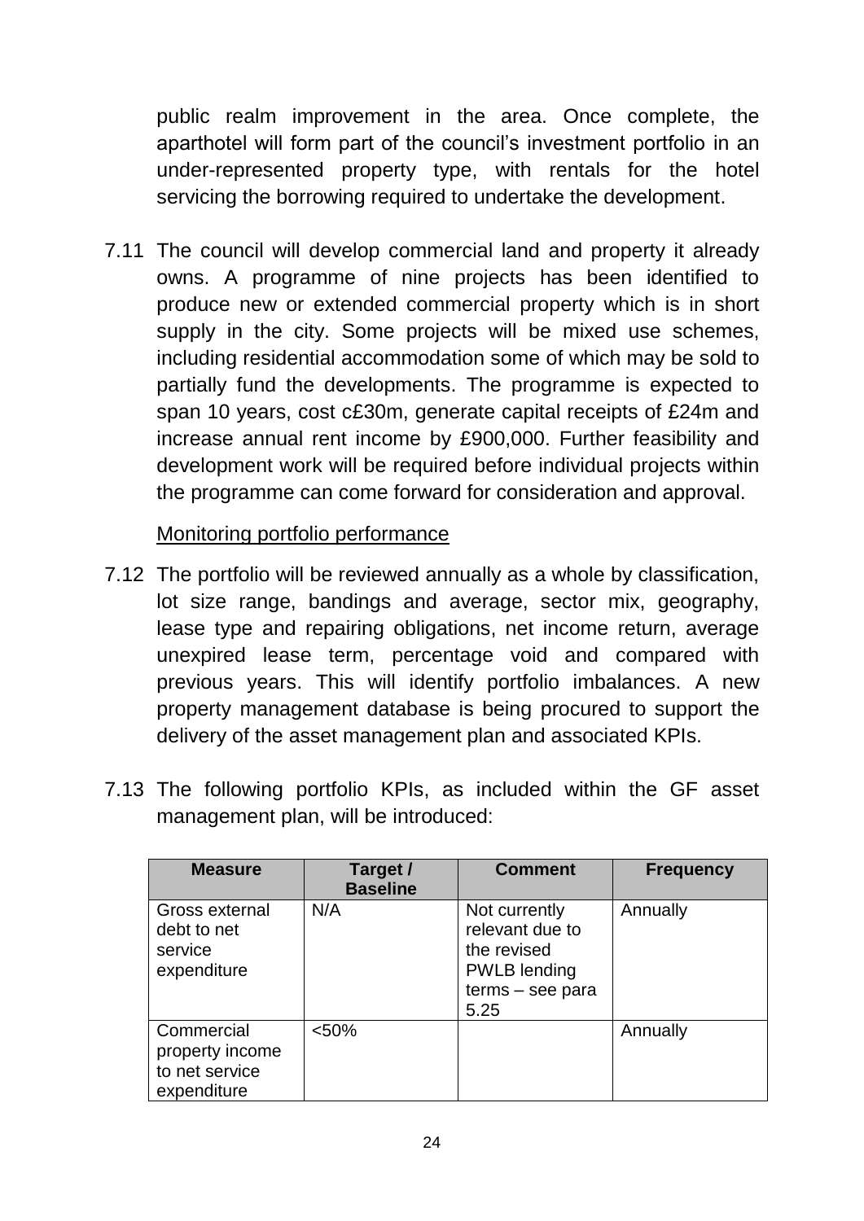public realm improvement in the area. Once complete, the aparthotel will form part of the council's investment portfolio in an under-represented property type, with rentals for the hotel servicing the borrowing required to undertake the development.

7.11 The council will develop commercial land and property it already owns. A programme of nine projects has been identified to produce new or extended commercial property which is in short supply in the city. Some projects will be mixed use schemes, including residential accommodation some of which may be sold to partially fund the developments. The programme is expected to span 10 years, cost c£30m, generate capital receipts of £24m and increase annual rent income by £900,000. Further feasibility and development work will be required before individual projects within the programme can come forward for consideration and approval.

Monitoring portfolio performance

7.12 The portfolio will be reviewed annually as a whole by classification, lot size range, bandings and average, sector mix, geography, lease type and repairing obligations, net income return, average unexpired lease term, percentage void and compared with previous years. This will identify portfolio imbalances. A new property management database is being procured to support the delivery of the asset management plan and associated KPIs.

7.13 The following portfolio KPIs, as included within the GF asset management plan, will be introduced:

| Measure | Target / Baseline | Comment | Frequency |
|---|---|---|---|
| Gross external debt to net service expenditure | N/A | Not currently relevant due to the revised PWLB lending terms – see para 5.25 | Annually |
| Commercial property income to net service expenditure | <50% | | Annually |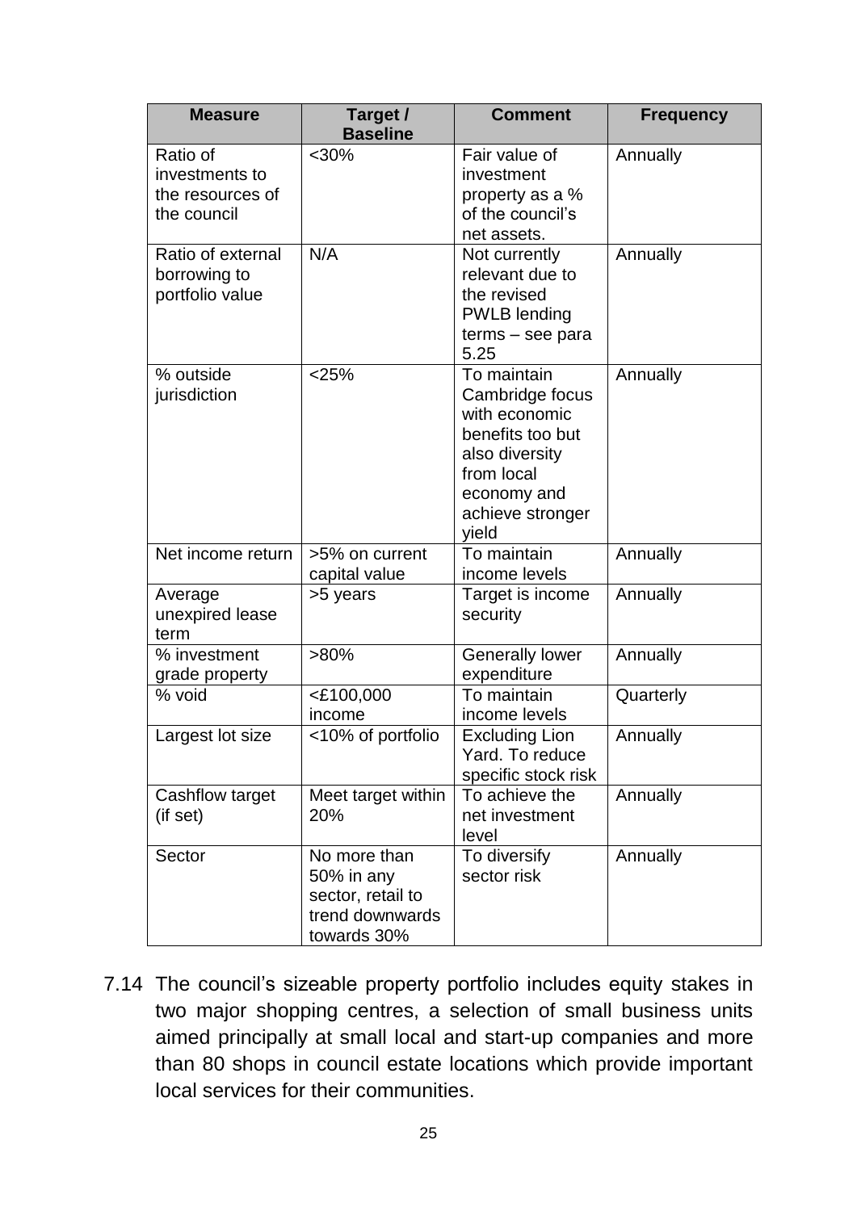| Measure | Target / Baseline | Comment | Frequency |
|---|---|---|---|
| Ratio of investments to the resources of the council | <30% | Fair value of investment property as a % of the council's net assets. | Annually |
| Ratio of external borrowing to portfolio value | N/A | Not currently relevant due to the revised PWLB lending terms – see para 5.25 | Annually |
| % outside jurisdiction | <25% | To maintain Cambridge focus with economic benefits too but also diversity from local economy and achieve stronger yield | Annually |
| Net income return | >5% on current capital value | To maintain income levels | Annually |
| Average unexpired lease term | >5 years | Target is income security | Annually |
| % investment grade property | >80% | Generally lower expenditure | Annually |
| % void | <£100,000 income | To maintain income levels | Quarterly |
| Largest lot size | <10% of portfolio | Excluding Lion Yard. To reduce specific stock risk | Annually |
| Cashflow target (if set) | Meet target within 20% | To achieve the net investment level | Annually |
| Sector | No more than 50% in any sector, retail to trend downwards towards 30% | To diversify sector risk | Annually |

7.14 The council's sizeable property portfolio includes equity stakes in two major shopping centres, a selection of small business units aimed principally at small local and start-up companies and more than 80 shops in council estate locations which provide important local services for their communities.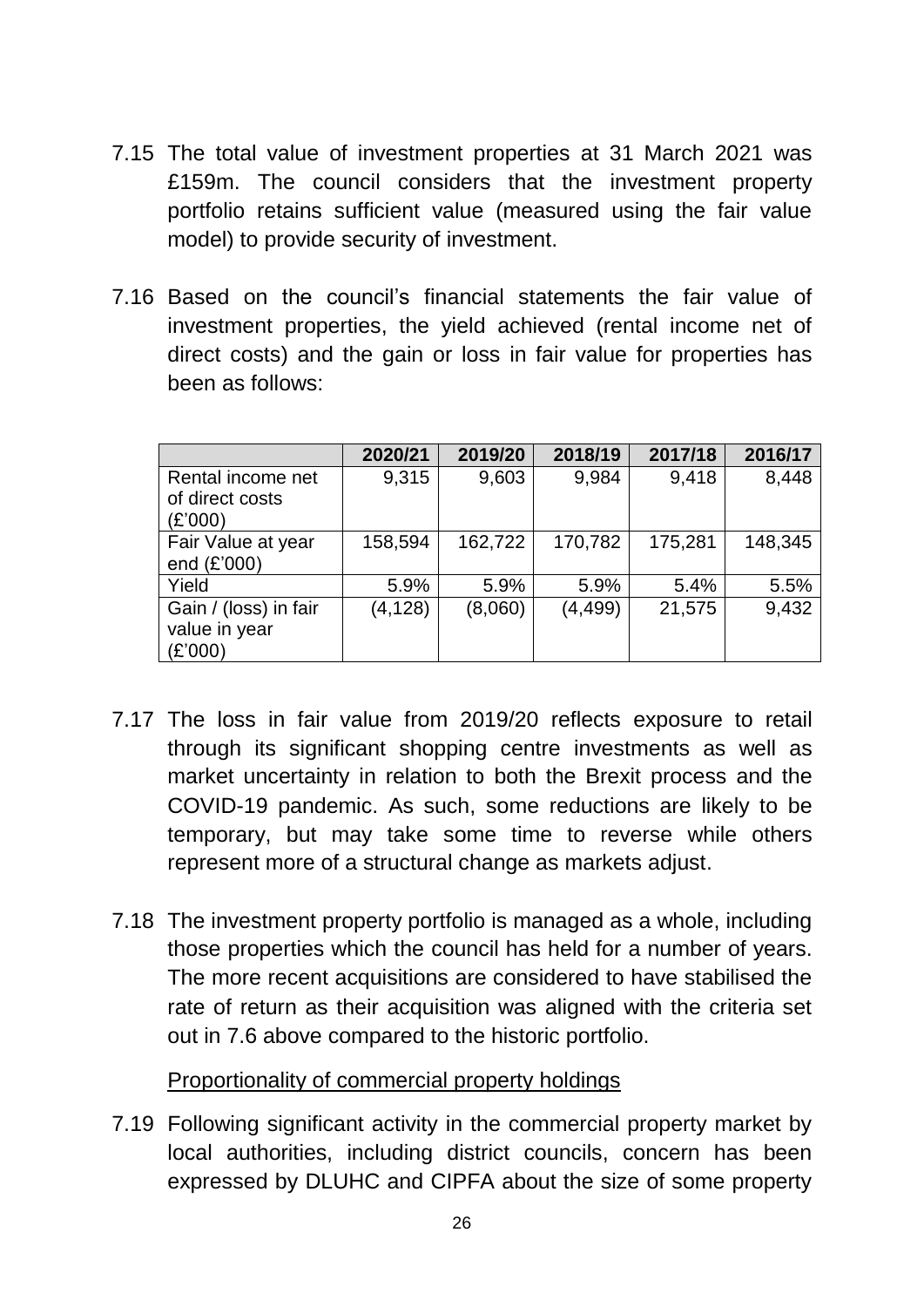7.15 The total value of investment properties at 31 March 2021 was £159m. The council considers that the investment property portfolio retains sufficient value (measured using the fair value model) to provide security of investment.

7.16 Based on the council's financial statements the fair value of investment properties, the yield achieved (rental income net of direct costs) and the gain or loss in fair value for properties has been as follows:

| | 2020/21 | 2019/20 | 2018/19 | 2017/18 | 2016/17 |
|---|---|---|---|---|---|
| Rental income net of direct costs (£'000) | 9,315 | 9,603 | 9,984 | 9,418 | 8,448 |
| Fair Value at year end (£'000) | 158,594 | 162,722 | 170,782 | 175,281 | 148,345 |
| Yield | 5.9% | 5.9% | 5.9% | 5.4% | 5.5% |
| Gain / (loss) in fair value in year (£'000) | (4,128) | (8,060) | (4,499) | 21,575 | 9,432 |

7.17 The loss in fair value from 2019/20 reflects exposure to retail through its significant shopping centre investments as well as market uncertainty in relation to both the Brexit process and the COVID-19 pandemic. As such, some reductions are likely to be temporary, but may take some time to reverse while others represent more of a structural change as markets adjust.

7.18 The investment property portfolio is managed as a whole, including those properties which the council has held for a number of years. The more recent acquisitions are considered to have stabilised the rate of return as their acquisition was aligned with the criteria set out in 7.6 above compared to the historic portfolio.

<u>Proportionality of commercial property holdings</u>

7.19 Following significant activity in the commercial property market by local authorities, including district councils, concern has been expressed by DLUHC and CIPFA about the size of some property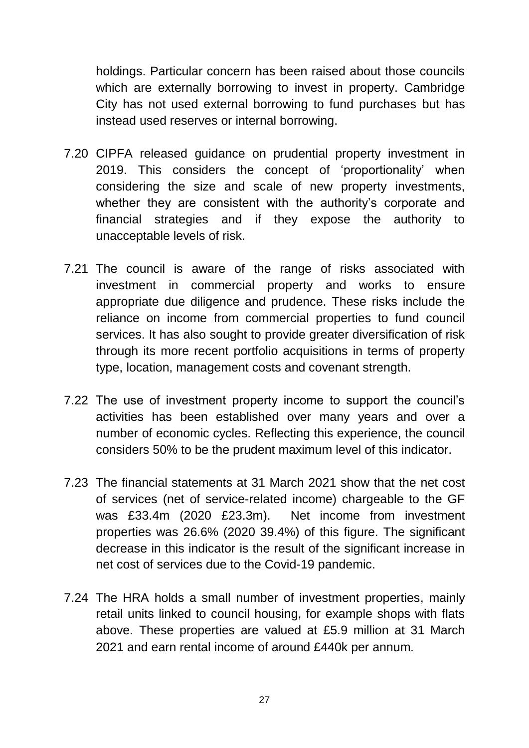holdings. Particular concern has been raised about those councils which are externally borrowing to invest in property. Cambridge City has not used external borrowing to fund purchases but has instead used reserves or internal borrowing.

7.20 CIPFA released guidance on prudential property investment in 2019. This considers the concept of 'proportionality' when considering the size and scale of new property investments, whether they are consistent with the authority's corporate and financial strategies and if they expose the authority to unacceptable levels of risk.

7.21 The council is aware of the range of risks associated with investment in commercial property and works to ensure appropriate due diligence and prudence. These risks include the reliance on income from commercial properties to fund council services. It has also sought to provide greater diversification of risk through its more recent portfolio acquisitions in terms of property type, location, management costs and covenant strength.

7.22 The use of investment property income to support the council's activities has been established over many years and over a number of economic cycles. Reflecting this experience, the council considers 50% to be the prudent maximum level of this indicator.

7.23 The financial statements at 31 March 2021 show that the net cost of services (net of service-related income) chargeable to the GF was £33.4m (2020 £23.3m). Net income from investment properties was 26.6% (2020 39.4%) of this figure. The significant decrease in this indicator is the result of the significant increase in net cost of services due to the Covid-19 pandemic.

7.24 The HRA holds a small number of investment properties, mainly retail units linked to council housing, for example shops with flats above. These properties are valued at £5.9 million at 31 March 2021 and earn rental income of around £440k per annum.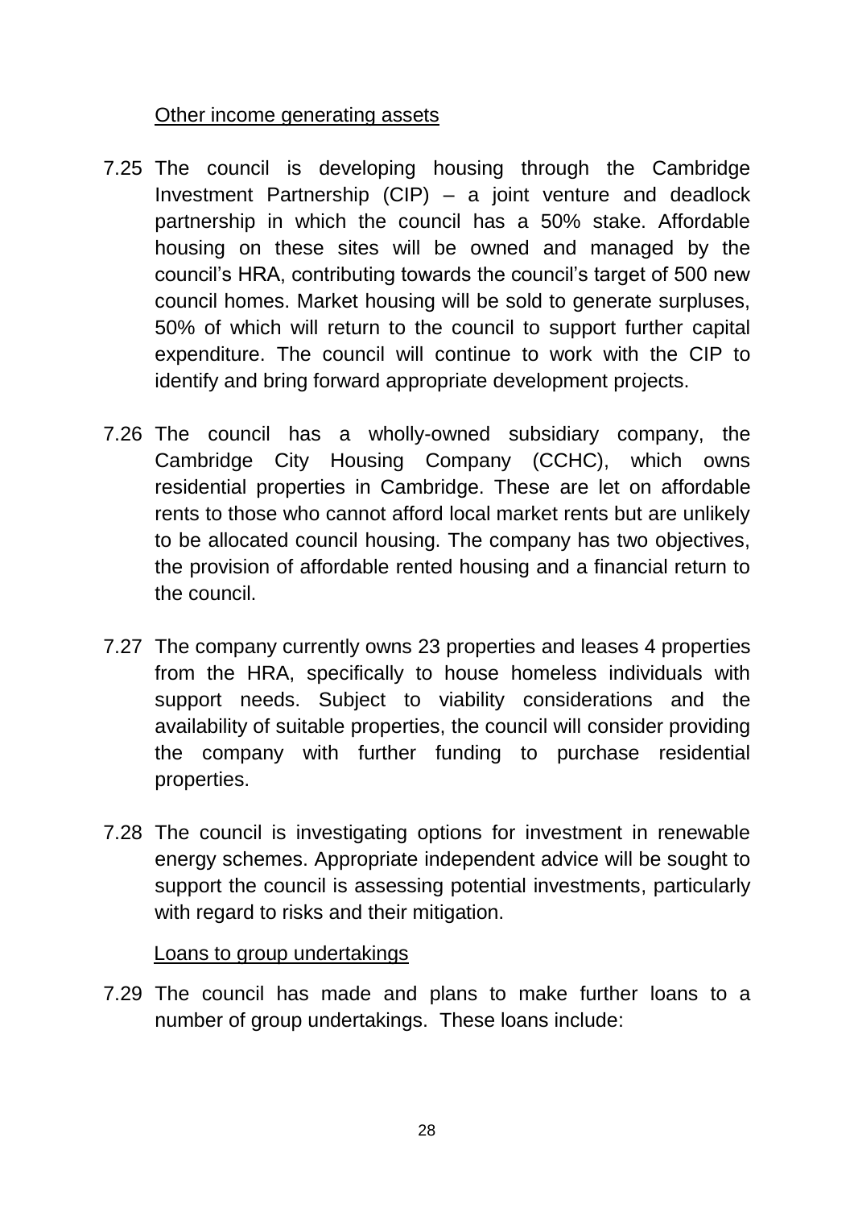Other income generating assets

7.25 The council is developing housing through the Cambridge Investment Partnership (CIP) – a joint venture and deadlock partnership in which the council has a 50% stake. Affordable housing on these sites will be owned and managed by the council's HRA, contributing towards the council's target of 500 new council homes. Market housing will be sold to generate surpluses, 50% of which will return to the council to support further capital expenditure. The council will continue to work with the CIP to identify and bring forward appropriate development projects.

7.26 The council has a wholly-owned subsidiary company, the Cambridge City Housing Company (CCHC), which owns residential properties in Cambridge. These are let on affordable rents to those who cannot afford local market rents but are unlikely to be allocated council housing. The company has two objectives, the provision of affordable rented housing and a financial return to the council.

7.27 The company currently owns 23 properties and leases 4 properties from the HRA, specifically to house homeless individuals with support needs. Subject to viability considerations and the availability of suitable properties, the council will consider providing the company with further funding to purchase residential properties.

7.28 The council is investigating options for investment in renewable energy schemes. Appropriate independent advice will be sought to support the council is assessing potential investments, particularly with regard to risks and their mitigation.

Loans to group undertakings

7.29 The council has made and plans to make further loans to a number of group undertakings. These loans include: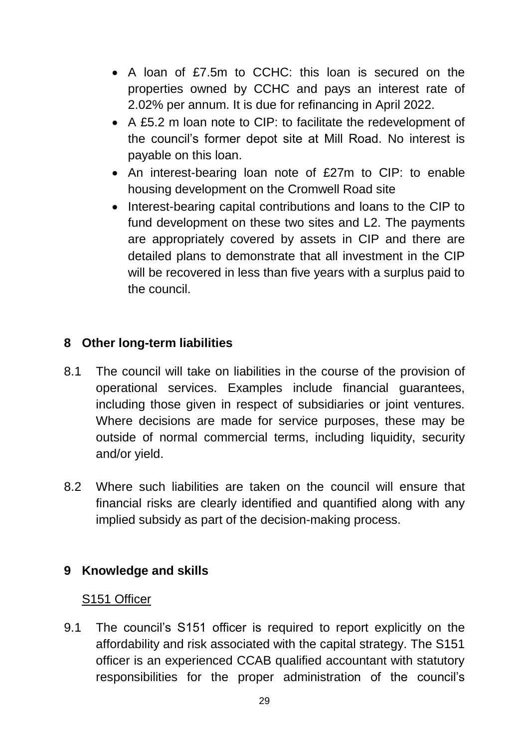- A loan of £7.5m to CCHC: this loan is secured on the properties owned by CCHC and pays an interest rate of 2.02% per annum. It is due for refinancing in April 2022.
- A £5.2 m loan note to CIP: to facilitate the redevelopment of the council's former depot site at Mill Road. No interest is payable on this loan.
- An interest-bearing loan note of £27m to CIP: to enable housing development on the Cromwell Road site
- Interest-bearing capital contributions and loans to the CIP to fund development on these two sites and L2. The payments are appropriately covered by assets in CIP and there are detailed plans to demonstrate that all investment in the CIP will be recovered in less than five years with a surplus paid to the council.

## 8 Other long-term liabilities

8.1 The council will take on liabilities in the course of the provision of operational services. Examples include financial guarantees, including those given in respect of subsidiaries or joint ventures. Where decisions are made for service purposes, these may be outside of normal commercial terms, including liquidity, security and/or yield.

8.2 Where such liabilities are taken on the council will ensure that financial risks are clearly identified and quantified along with any implied subsidy as part of the decision-making process.

## 9 Knowledge and skills

### S151 Officer

9.1 The council's S151 officer is required to report explicitly on the affordability and risk associated with the capital strategy. The S151 officer is an experienced CCAB qualified accountant with statutory responsibilities for the proper administration of the council's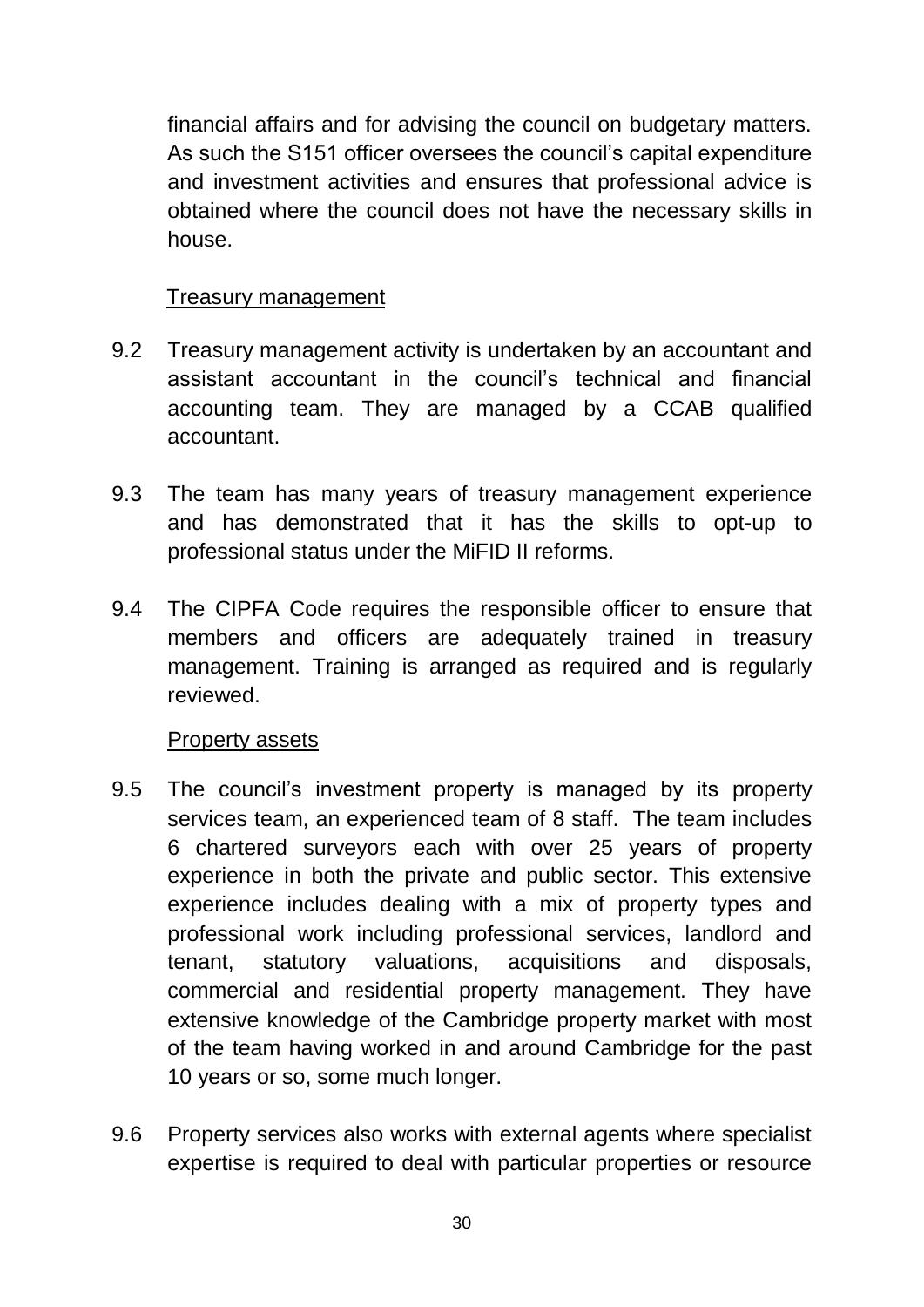financial affairs and for advising the council on budgetary matters. As such the S151 officer oversees the council's capital expenditure and investment activities and ensures that professional advice is obtained where the council does not have the necessary skills in house.

### Treasury management

9.2 Treasury management activity is undertaken by an accountant and assistant accountant in the council's technical and financial accounting team. They are managed by a CCAB qualified accountant.

9.3 The team has many years of treasury management experience and has demonstrated that it has the skills to opt-up to professional status under the MiFID II reforms.

9.4 The CIPFA Code requires the responsible officer to ensure that members and officers are adequately trained in treasury management. Training is arranged as required and is regularly reviewed.

### Property assets

9.5 The council's investment property is managed by its property services team, an experienced team of 8 staff. The team includes 6 chartered surveyors each with over 25 years of property experience in both the private and public sector. This extensive experience includes dealing with a mix of property types and professional work including professional services, landlord and tenant, statutory valuations, acquisitions and disposals, commercial and residential property management. They have extensive knowledge of the Cambridge property market with most of the team having worked in and around Cambridge for the past 10 years or so, some much longer.

9.6 Property services also works with external agents where specialist expertise is required to deal with particular properties or resource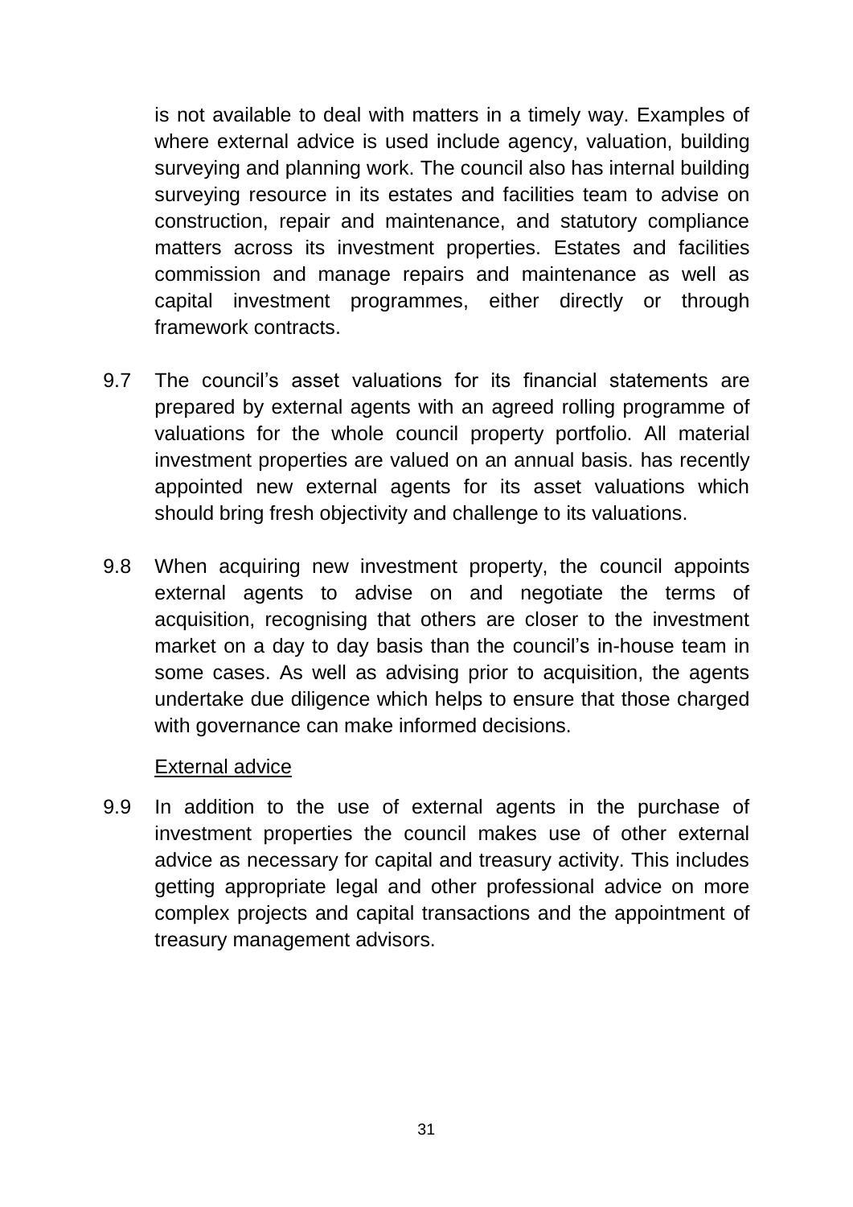is not available to deal with matters in a timely way. Examples of where external advice is used include agency, valuation, building surveying and planning work. The council also has internal building surveying resource in its estates and facilities team to advise on construction, repair and maintenance, and statutory compliance matters across its investment properties. Estates and facilities commission and manage repairs and maintenance as well as capital investment programmes, either directly or through framework contracts.

9.7 The council's asset valuations for its financial statements are prepared by external agents with an agreed rolling programme of valuations for the whole council property portfolio. All material investment properties are valued on an annual basis. has recently appointed new external agents for its asset valuations which should bring fresh objectivity and challenge to its valuations.

9.8 When acquiring new investment property, the council appoints external agents to advise on and negotiate the terms of acquisition, recognising that others are closer to the investment market on a day to day basis than the council's in-house team in some cases. As well as advising prior to acquisition, the agents undertake due diligence which helps to ensure that those charged with governance can make informed decisions.

<u>External advice</u>

9.9 In addition to the use of external agents in the purchase of investment properties the council makes use of other external advice as necessary for capital and treasury activity. This includes getting appropriate legal and other professional advice on more complex projects and capital transactions and the appointment of treasury management advisors.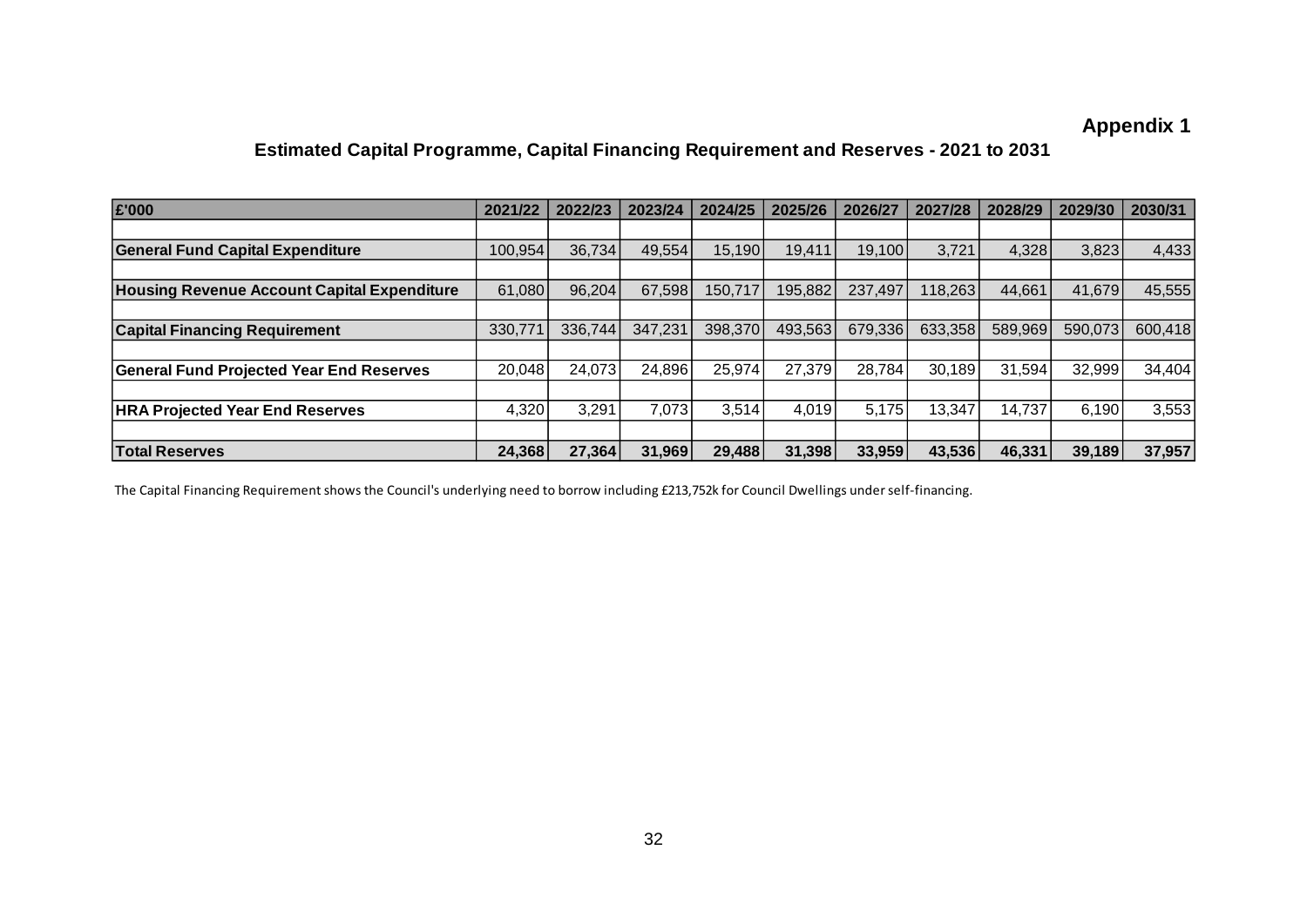**Appendix 1**

## Estimated Capital Programme, Capital Financing Requirement and Reserves - 2021 to 2031

| £'000 | 2021/22 | 2022/23 | 2023/24 | 2024/25 | 2025/26 | 2026/27 | 2027/28 | 2028/29 | 2029/30 | 2030/31 |
|---|---|---|---|---|---|---|---|---|---|---|
| **General Fund Capital Expenditure** | 100,954 | 36,734 | 49,554 | 15,190 | 19,411 | 19,100 | 3,721 | 4,328 | 3,823 | 4,433 |
| **Housing Revenue Account Capital Expenditure** | 61,080 | 96,204 | 67,598 | 150,717 | 195,882 | 237,497 | 118,263 | 44,661 | 41,679 | 45,555 |
| **Capital Financing Requirement** | 330,771 | 336,744 | 347,231 | 398,370 | 493,563 | 679,336 | 633,358 | 589,969 | 590,073 | 600,418 |
| **General Fund Projected Year End Reserves** | 20,048 | 24,073 | 24,896 | 25,974 | 27,379 | 28,784 | 30,189 | 31,594 | 32,999 | 34,404 |
| **HRA Projected Year End Reserves** | 4,320 | 3,291 | 7,073 | 3,514 | 4,019 | 5,175 | 13,347 | 14,737 | 6,190 | 3,553 |
| **Total Reserves** | **24,368** | **27,364** | **31,969** | **29,488** | **31,398** | **33,959** | **43,536** | **46,331** | **39,189** | **37,957** |

The Capital Financing Requirement shows the Council's underlying need to borrow including £213,752k for Council Dwellings under self-financing.